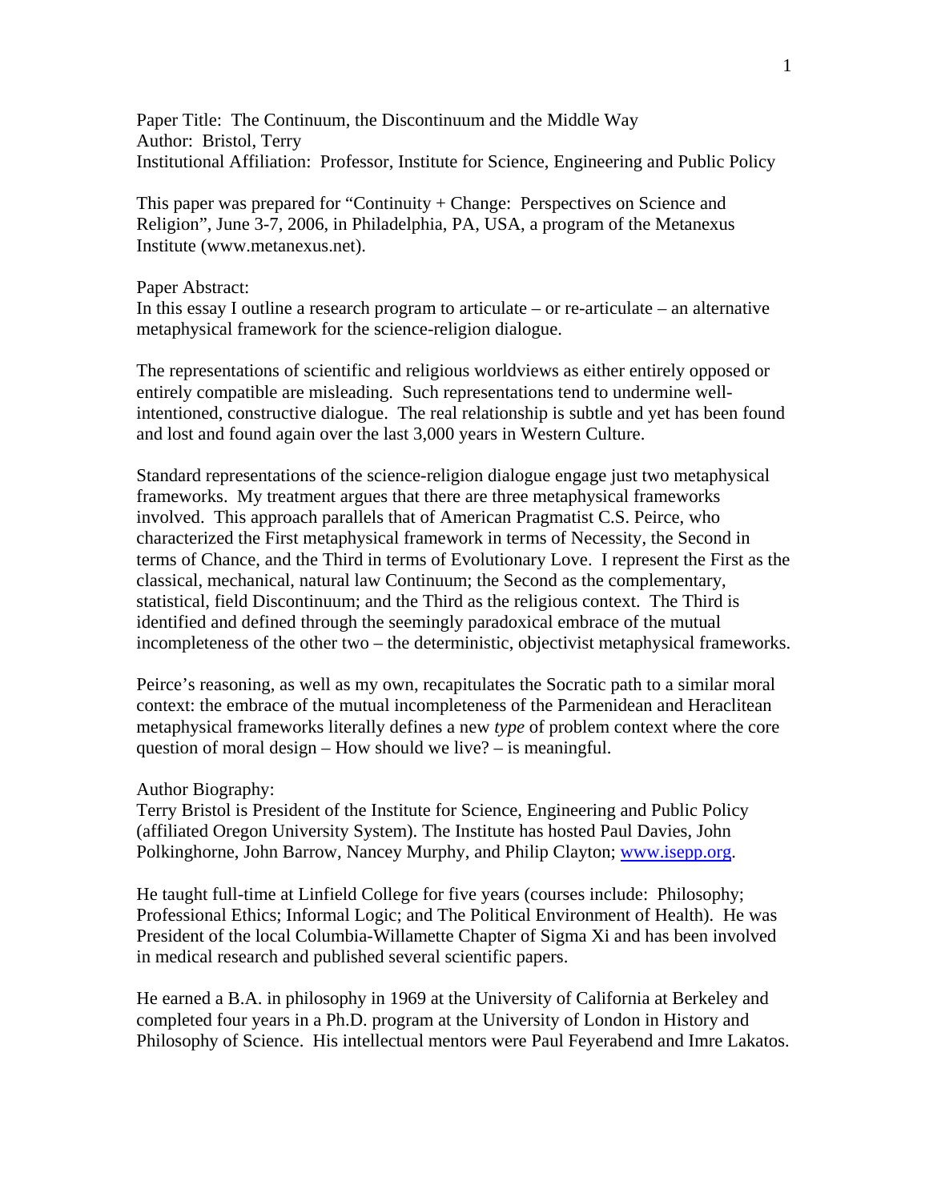Paper Title: The Continuum, the Discontinuum and the Middle Way
Author: Bristol, Terry
Institutional Affiliation: Professor, Institute for Science, Engineering and Public Policy

This paper was prepared for "Continuity + Change: Perspectives on Science and Religion", June 3-7, 2006, in Philadelphia, PA, USA, a program of the Metanexus Institute (www.metanexus.net).

Paper Abstract:
In this essay I outline a research program to articulate – or re-articulate – an alternative metaphysical framework for the science-religion dialogue.

The representations of scientific and religious worldviews as either entirely opposed or entirely compatible are misleading. Such representations tend to undermine well-intentioned, constructive dialogue. The real relationship is subtle and yet has been found and lost and found again over the last 3,000 years in Western Culture.

Standard representations of the science-religion dialogue engage just two metaphysical frameworks. My treatment argues that there are three metaphysical frameworks involved. This approach parallels that of American Pragmatist C.S. Peirce, who characterized the First metaphysical framework in terms of Necessity, the Second in terms of Chance, and the Third in terms of Evolutionary Love. I represent the First as the classical, mechanical, natural law Continuum; the Second as the complementary, statistical, field Discontinuum; and the Third as the religious context. The Third is identified and defined through the seemingly paradoxical embrace of the mutual incompleteness of the other two – the deterministic, objectivist metaphysical frameworks.

Peirce's reasoning, as well as my own, recapitulates the Socratic path to a similar moral context: the embrace of the mutual incompleteness of the Parmenidean and Heraclitean metaphysical frameworks literally defines a new *type* of problem context where the core question of moral design – How should we live? – is meaningful.

Author Biography:
Terry Bristol is President of the Institute for Science, Engineering and Public Policy (affiliated Oregon University System). The Institute has hosted Paul Davies, John Polkinghorne, John Barrow, Nancey Murphy, and Philip Clayton; www.isepp.org.

He taught full-time at Linfield College for five years (courses include: Philosophy; Professional Ethics; Informal Logic; and The Political Environment of Health). He was President of the local Columbia-Willamette Chapter of Sigma Xi and has been involved in medical research and published several scientific papers.

He earned a B.A. in philosophy in 1969 at the University of California at Berkeley and completed four years in a Ph.D. program at the University of London in History and Philosophy of Science. His intellectual mentors were Paul Feyerabend and Imre Lakatos.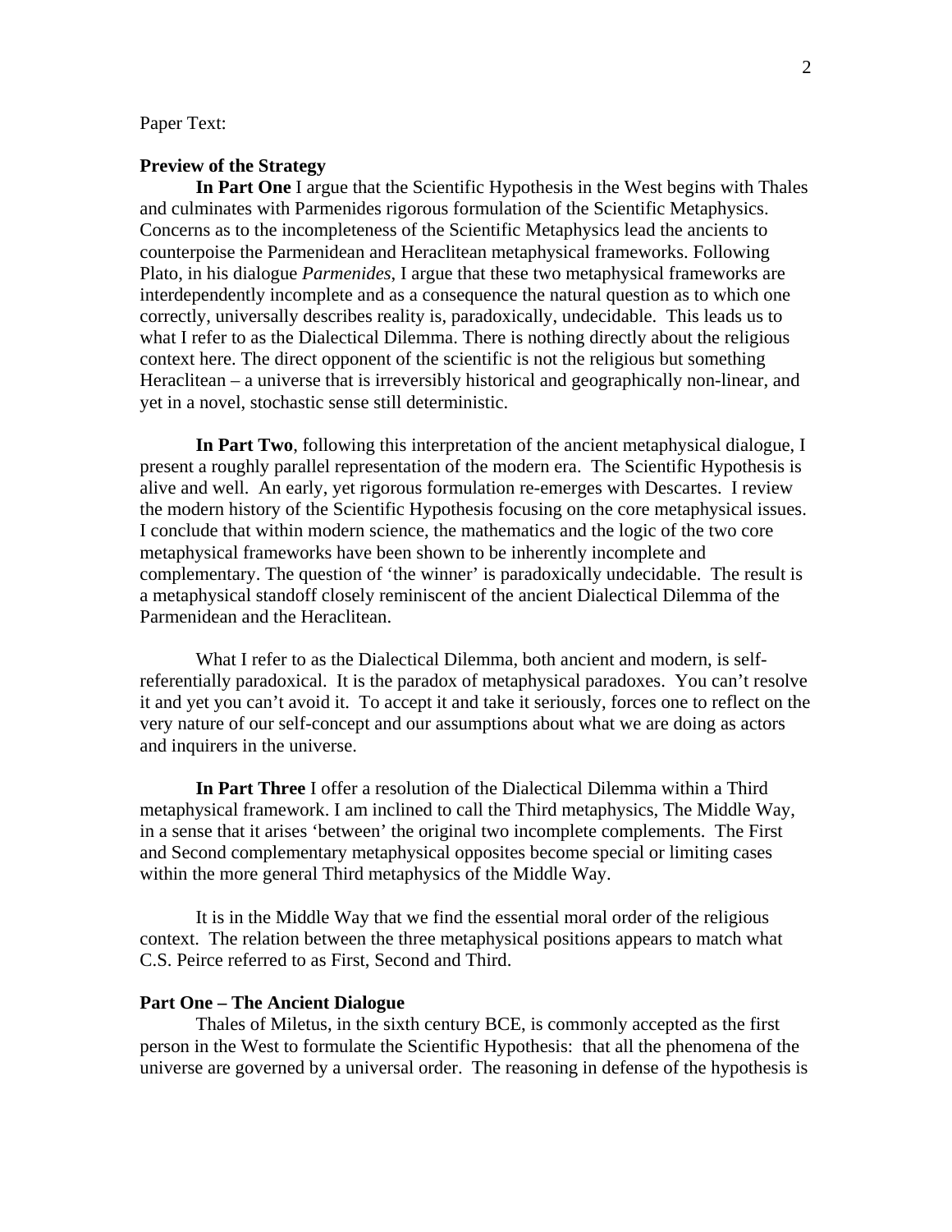Paper Text:

**Preview of the Strategy**

**In Part One** I argue that the Scientific Hypothesis in the West begins with Thales and culminates with Parmenides rigorous formulation of the Scientific Metaphysics. Concerns as to the incompleteness of the Scientific Metaphysics lead the ancients to counterpoise the Parmenidean and Heraclitean metaphysical frameworks. Following Plato, in his dialogue *Parmenides*, I argue that these two metaphysical frameworks are interdependently incomplete and as a consequence the natural question as to which one correctly, universally describes reality is, paradoxically, undecidable. This leads us to what I refer to as the Dialectical Dilemma. There is nothing directly about the religious context here. The direct opponent of the scientific is not the religious but something Heraclitean – a universe that is irreversibly historical and geographically non-linear, and yet in a novel, stochastic sense still deterministic.

**In Part Two**, following this interpretation of the ancient metaphysical dialogue, I present a roughly parallel representation of the modern era. The Scientific Hypothesis is alive and well. An early, yet rigorous formulation re-emerges with Descartes. I review the modern history of the Scientific Hypothesis focusing on the core metaphysical issues. I conclude that within modern science, the mathematics and the logic of the two core metaphysical frameworks have been shown to be inherently incomplete and complementary. The question of 'the winner' is paradoxically undecidable. The result is a metaphysical standoff closely reminiscent of the ancient Dialectical Dilemma of the Parmenidean and the Heraclitean.

What I refer to as the Dialectical Dilemma, both ancient and modern, is self-referentially paradoxical. It is the paradox of metaphysical paradoxes. You can't resolve it and yet you can't avoid it. To accept it and take it seriously, forces one to reflect on the very nature of our self-concept and our assumptions about what we are doing as actors and inquirers in the universe.

**In Part Three** I offer a resolution of the Dialectical Dilemma within a Third metaphysical framework. I am inclined to call the Third metaphysics, The Middle Way, in a sense that it arises 'between' the original two incomplete complements. The First and Second complementary metaphysical opposites become special or limiting cases within the more general Third metaphysics of the Middle Way.

It is in the Middle Way that we find the essential moral order of the religious context. The relation between the three metaphysical positions appears to match what C.S. Peirce referred to as First, Second and Third.

**Part One – The Ancient Dialogue**

Thales of Miletus, in the sixth century BCE, is commonly accepted as the first person in the West to formulate the Scientific Hypothesis: that all the phenomena of the universe are governed by a universal order. The reasoning in defense of the hypothesis is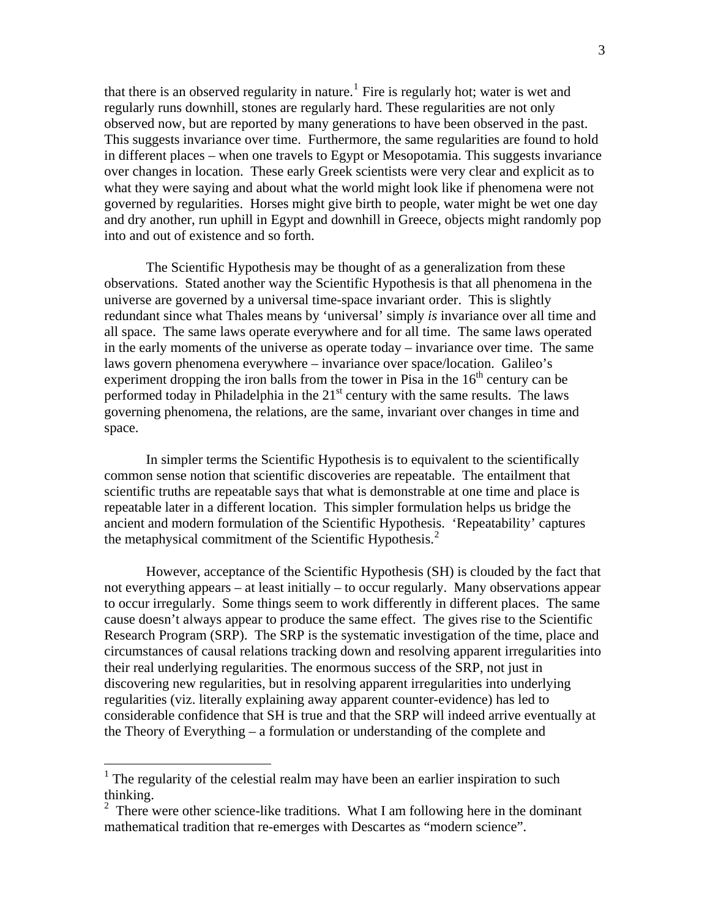that there is an observed regularity in nature.[1] Fire is regularly hot; water is wet and regularly runs downhill, stones are regularly hard. These regularities are not only observed now, but are reported by many generations to have been observed in the past. This suggests invariance over time. Furthermore, the same regularities are found to hold in different places – when one travels to Egypt or Mesopotamia. This suggests invariance over changes in location. These early Greek scientists were very clear and explicit as to what they were saying and about what the world might look like if phenomena were not governed by regularities. Horses might give birth to people, water might be wet one day and dry another, run uphill in Egypt and downhill in Greece, objects might randomly pop into and out of existence and so forth.

The Scientific Hypothesis may be thought of as a generalization from these observations. Stated another way the Scientific Hypothesis is that all phenomena in the universe are governed by a universal time-space invariant order. This is slightly redundant since what Thales means by 'universal' simply *is* invariance over all time and all space. The same laws operate everywhere and for all time. The same laws operated in the early moments of the universe as operate today – invariance over time. The same laws govern phenomena everywhere – invariance over space/location. Galileo's experiment dropping the iron balls from the tower in Pisa in the 16th century can be performed today in Philadelphia in the 21st century with the same results. The laws governing phenomena, the relations, are the same, invariant over changes in time and space.

In simpler terms the Scientific Hypothesis is to equivalent to the scientifically common sense notion that scientific discoveries are repeatable. The entailment that scientific truths are repeatable says that what is demonstrable at one time and place is repeatable later in a different location. This simpler formulation helps us bridge the ancient and modern formulation of the Scientific Hypothesis. 'Repeatability' captures the metaphysical commitment of the Scientific Hypothesis.[2]

However, acceptance of the Scientific Hypothesis (SH) is clouded by the fact that not everything appears – at least initially – to occur regularly. Many observations appear to occur irregularly. Some things seem to work differently in different places. The same cause doesn't always appear to produce the same effect. The gives rise to the Scientific Research Program (SRP). The SRP is the systematic investigation of the time, place and circumstances of causal relations tracking down and resolving apparent irregularities into their real underlying regularities. The enormous success of the SRP, not just in discovering new regularities, but in resolving apparent irregularities into underlying regularities (viz. literally explaining away apparent counter-evidence) has led to considerable confidence that SH is true and that the SRP will indeed arrive eventually at the Theory of Everything – a formulation or understanding of the complete and

---

[1] The regularity of the celestial realm may have been an earlier inspiration to such thinking.

[2] There were other science-like traditions. What I am following here in the dominant mathematical tradition that re-emerges with Descartes as "modern science".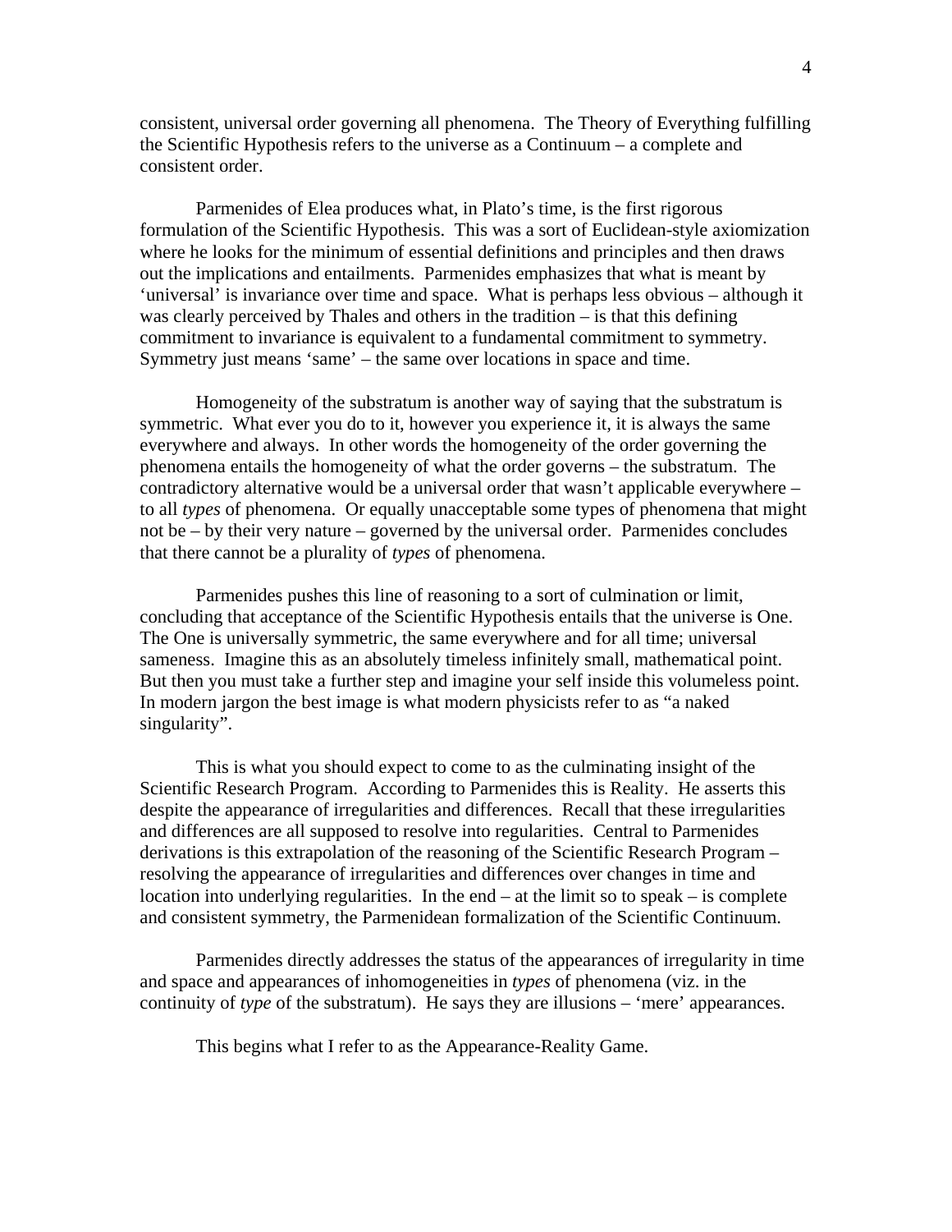consistent, universal order governing all phenomena. The Theory of Everything fulfilling the Scientific Hypothesis refers to the universe as a Continuum – a complete and consistent order.

Parmenides of Elea produces what, in Plato's time, is the first rigorous formulation of the Scientific Hypothesis. This was a sort of Euclidean-style axiomization where he looks for the minimum of essential definitions and principles and then draws out the implications and entailments. Parmenides emphasizes that what is meant by 'universal' is invariance over time and space. What is perhaps less obvious – although it was clearly perceived by Thales and others in the tradition – is that this defining commitment to invariance is equivalent to a fundamental commitment to symmetry. Symmetry just means 'same' – the same over locations in space and time.

Homogeneity of the substratum is another way of saying that the substratum is symmetric. What ever you do to it, however you experience it, it is always the same everywhere and always. In other words the homogeneity of the order governing the phenomena entails the homogeneity of what the order governs – the substratum. The contradictory alternative would be a universal order that wasn't applicable everywhere – to all *types* of phenomena. Or equally unacceptable some types of phenomena that might not be – by their very nature – governed by the universal order. Parmenides concludes that there cannot be a plurality of *types* of phenomena.

Parmenides pushes this line of reasoning to a sort of culmination or limit, concluding that acceptance of the Scientific Hypothesis entails that the universe is One. The One is universally symmetric, the same everywhere and for all time; universal sameness. Imagine this as an absolutely timeless infinitely small, mathematical point. But then you must take a further step and imagine your self inside this volumeless point. In modern jargon the best image is what modern physicists refer to as "a naked singularity".

This is what you should expect to come to as the culminating insight of the Scientific Research Program. According to Parmenides this is Reality. He asserts this despite the appearance of irregularities and differences. Recall that these irregularities and differences are all supposed to resolve into regularities. Central to Parmenides derivations is this extrapolation of the reasoning of the Scientific Research Program – resolving the appearance of irregularities and differences over changes in time and location into underlying regularities. In the end – at the limit so to speak – is complete and consistent symmetry, the Parmenidean formalization of the Scientific Continuum.

Parmenides directly addresses the status of the appearances of irregularity in time and space and appearances of inhomogeneities in *types* of phenomena (viz. in the continuity of *type* of the substratum). He says they are illusions – 'mere' appearances.

This begins what I refer to as the Appearance-Reality Game.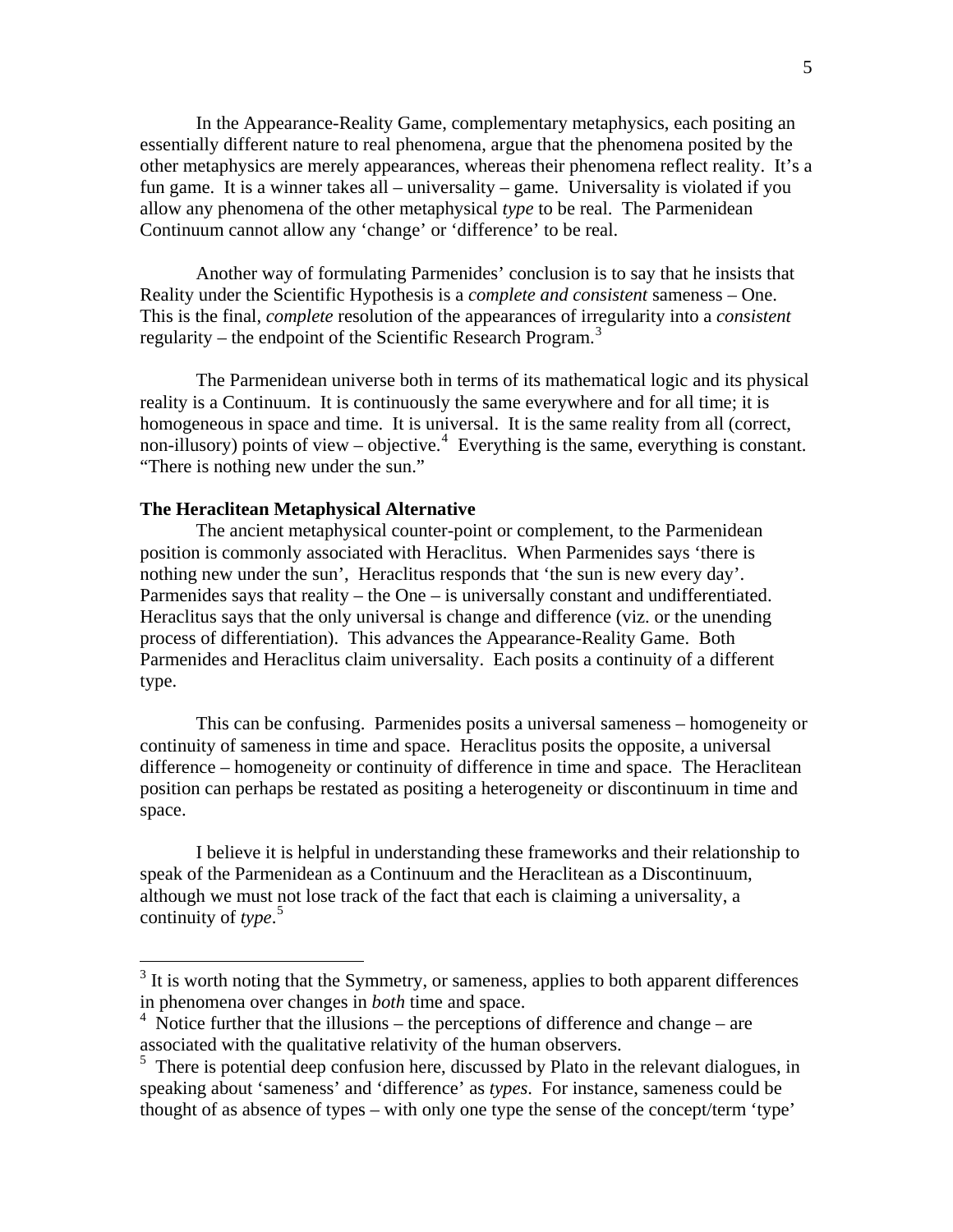In the Appearance-Reality Game, complementary metaphysics, each positing an essentially different nature to real phenomena, argue that the phenomena posited by the other metaphysics are merely appearances, whereas their phenomena reflect reality. It's a fun game. It is a winner takes all – universality – game. Universality is violated if you allow any phenomena of the other metaphysical *type* to be real. The Parmenidean Continuum cannot allow any 'change' or 'difference' to be real.

Another way of formulating Parmenides' conclusion is to say that he insists that Reality under the Scientific Hypothesis is a *complete and consistent* sameness – One. This is the final, *complete* resolution of the appearances of irregularity into a *consistent* regularity – the endpoint of the Scientific Research Program.[3]

The Parmenidean universe both in terms of its mathematical logic and its physical reality is a Continuum. It is continuously the same everywhere and for all time; it is homogeneous in space and time. It is universal. It is the same reality from all (correct, non-illusory) points of view – objective.[4] Everything is the same, everything is constant. "There is nothing new under the sun."

**The Heraclitean Metaphysical Alternative**

The ancient metaphysical counter-point or complement, to the Parmenidean position is commonly associated with Heraclitus. When Parmenides says 'there is nothing new under the sun', Heraclitus responds that 'the sun is new every day'. Parmenides says that reality – the One – is universally constant and undifferentiated. Heraclitus says that the only universal is change and difference (viz. or the unending process of differentiation). This advances the Appearance-Reality Game. Both Parmenides and Heraclitus claim universality. Each posits a continuity of a different type.

This can be confusing. Parmenides posits a universal sameness – homogeneity or continuity of sameness in time and space. Heraclitus posits the opposite, a universal difference – homogeneity or continuity of difference in time and space. The Heraclitean position can perhaps be restated as positing a heterogeneity or discontinuum in time and space.

I believe it is helpful in understanding these frameworks and their relationship to speak of the Parmenidean as a Continuum and the Heraclitean as a Discontinuum, although we must not lose track of the fact that each is claiming a universality, a continuity of *type*.[5]

---

[3] It is worth noting that the Symmetry, or sameness, applies to both apparent differences in phenomena over changes in *both* time and space.

[4] Notice further that the illusions – the perceptions of difference and change – are associated with the qualitative relativity of the human observers.

[5] There is potential deep confusion here, discussed by Plato in the relevant dialogues, in speaking about 'sameness' and 'difference' as *types*. For instance, sameness could be thought of as absence of types – with only one type the sense of the concept/term 'type'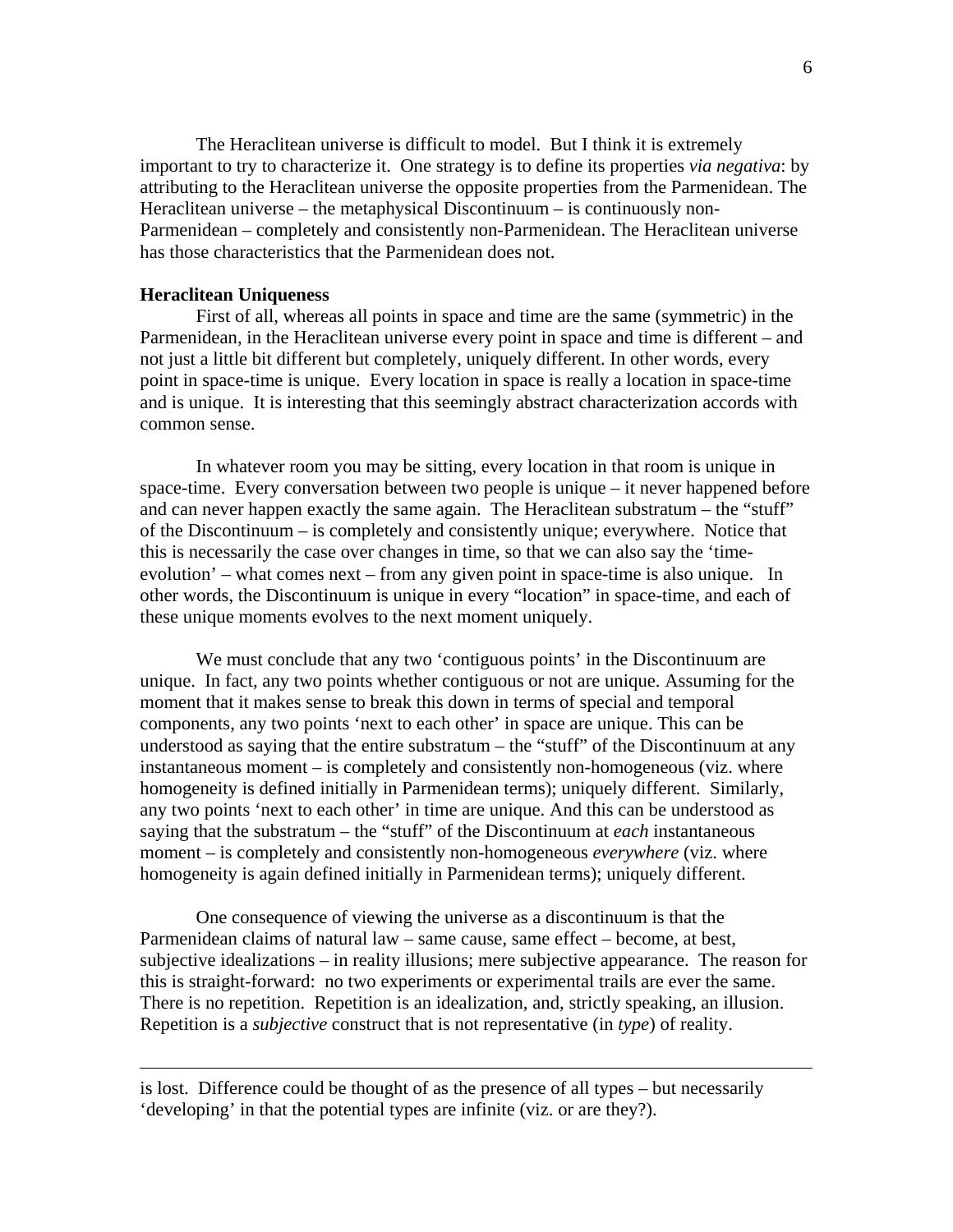The Heraclitean universe is difficult to model. But I think it is extremely important to try to characterize it. One strategy is to define its properties *via negativa*: by attributing to the Heraclitean universe the opposite properties from the Parmenidean. The Heraclitean universe – the metaphysical Discontinuum – is continuously non-Parmenidean – completely and consistently non-Parmenidean. The Heraclitean universe has those characteristics that the Parmenidean does not.

**Heraclitean Uniqueness**

First of all, whereas all points in space and time are the same (symmetric) in the Parmenidean, in the Heraclitean universe every point in space and time is different – and not just a little bit different but completely, uniquely different. In other words, every point in space-time is unique. Every location in space is really a location in space-time and is unique. It is interesting that this seemingly abstract characterization accords with common sense.

In whatever room you may be sitting, every location in that room is unique in space-time. Every conversation between two people is unique – it never happened before and can never happen exactly the same again. The Heraclitean substratum – the "stuff" of the Discontinuum – is completely and consistently unique; everywhere. Notice that this is necessarily the case over changes in time, so that we can also say the 'time-evolution' – what comes next – from any given point in space-time is also unique. In other words, the Discontinuum is unique in every "location" in space-time, and each of these unique moments evolves to the next moment uniquely.

We must conclude that any two 'contiguous points' in the Discontinuum are unique. In fact, any two points whether contiguous or not are unique. Assuming for the moment that it makes sense to break this down in terms of special and temporal components, any two points 'next to each other' in space are unique. This can be understood as saying that the entire substratum – the "stuff" of the Discontinuum at any instantaneous moment – is completely and consistently non-homogeneous (viz. where homogeneity is defined initially in Parmenidean terms); uniquely different. Similarly, any two points 'next to each other' in time are unique. And this can be understood as saying that the substratum – the "stuff" of the Discontinuum at *each* instantaneous moment – is completely and consistently non-homogeneous *everywhere* (viz. where homogeneity is again defined initially in Parmenidean terms); uniquely different.

One consequence of viewing the universe as a discontinuum is that the Parmenidean claims of natural law – same cause, same effect – become, at best, subjective idealizations – in reality illusions; mere subjective appearance. The reason for this is straight-forward: no two experiments or experimental trails are ever the same. There is no repetition. Repetition is an idealization, and, strictly speaking, an illusion. Repetition is a *subjective* construct that is not representative (in *type*) of reality.

---

is lost. Difference could be thought of as the presence of all types – but necessarily 'developing' in that the potential types are infinite (viz. or are they?).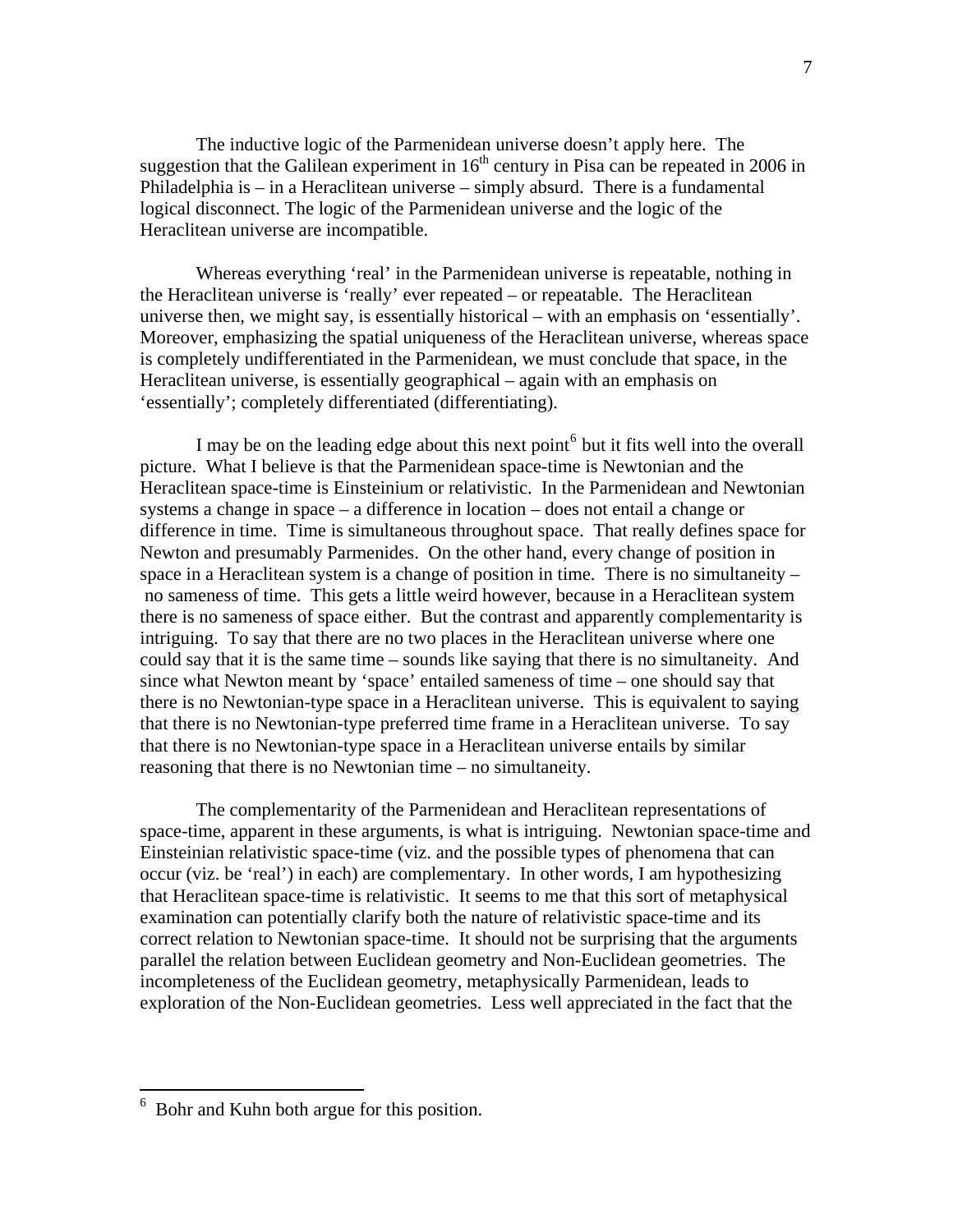The inductive logic of the Parmenidean universe doesn't apply here. The suggestion that the Galilean experiment in 16th century in Pisa can be repeated in 2006 in Philadelphia is – in a Heraclitean universe – simply absurd. There is a fundamental logical disconnect. The logic of the Parmenidean universe and the logic of the Heraclitean universe are incompatible.

Whereas everything 'real' in the Parmenidean universe is repeatable, nothing in the Heraclitean universe is 'really' ever repeated – or repeatable. The Heraclitean universe then, we might say, is essentially historical – with an emphasis on 'essentially'. Moreover, emphasizing the spatial uniqueness of the Heraclitean universe, whereas space is completely undifferentiated in the Parmenidean, we must conclude that space, in the Heraclitean universe, is essentially geographical – again with an emphasis on 'essentially'; completely differentiated (differentiating).

I may be on the leading edge about this next point[6] but it fits well into the overall picture. What I believe is that the Parmenidean space-time is Newtonian and the Heraclitean space-time is Einsteinium or relativistic. In the Parmenidean and Newtonian systems a change in space – a difference in location – does not entail a change or difference in time. Time is simultaneous throughout space. That really defines space for Newton and presumably Parmenides. On the other hand, every change of position in space in a Heraclitean system is a change of position in time. There is no simultaneity – no sameness of time. This gets a little weird however, because in a Heraclitean system there is no sameness of space either. But the contrast and apparently complementarity is intriguing. To say that there are no two places in the Heraclitean universe where one could say that it is the same time – sounds like saying that there is no simultaneity. And since what Newton meant by 'space' entailed sameness of time – one should say that there is no Newtonian-type space in a Heraclitean universe. This is equivalent to saying that there is no Newtonian-type preferred time frame in a Heraclitean universe. To say that there is no Newtonian-type space in a Heraclitean universe entails by similar reasoning that there is no Newtonian time – no simultaneity.

The complementarity of the Parmenidean and Heraclitean representations of space-time, apparent in these arguments, is what is intriguing. Newtonian space-time and Einsteinian relativistic space-time (viz. and the possible types of phenomena that can occur (viz. be 'real') in each) are complementary. In other words, I am hypothesizing that Heraclitean space-time is relativistic. It seems to me that this sort of metaphysical examination can potentially clarify both the nature of relativistic space-time and its correct relation to Newtonian space-time. It should not be surprising that the arguments parallel the relation between Euclidean geometry and Non-Euclidean geometries. The incompleteness of the Euclidean geometry, metaphysically Parmenidean, leads to exploration of the Non-Euclidean geometries. Less well appreciated in the fact that the

---

[6] Bohr and Kuhn both argue for this position.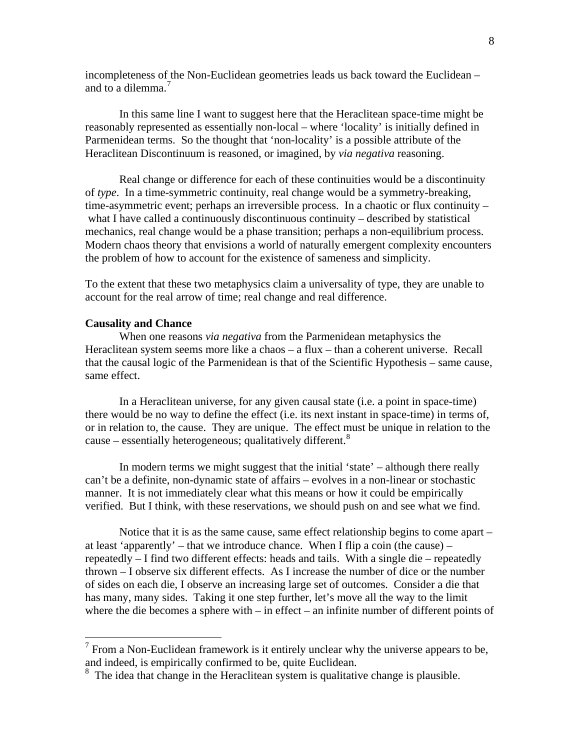incompleteness of the Non-Euclidean geometries leads us back toward the Euclidean – and to a dilemma.[7]

In this same line I want to suggest here that the Heraclitean space-time might be reasonably represented as essentially non-local – where 'locality' is initially defined in Parmenidean terms. So the thought that 'non-locality' is a possible attribute of the Heraclitean Discontinuum is reasoned, or imagined, by *via negativa* reasoning.

Real change or difference for each of these continuities would be a discontinuity of *type*. In a time-symmetric continuity, real change would be a symmetry-breaking, time-asymmetric event; perhaps an irreversible process. In a chaotic or flux continuity – what I have called a continuously discontinuous continuity – described by statistical mechanics, real change would be a phase transition; perhaps a non-equilibrium process. Modern chaos theory that envisions a world of naturally emergent complexity encounters the problem of how to account for the existence of sameness and simplicity.

To the extent that these two metaphysics claim a universality of type, they are unable to account for the real arrow of time; real change and real difference.

**Causality and Chance**

When one reasons *via negativa* from the Parmenidean metaphysics the Heraclitean system seems more like a chaos – a flux – than a coherent universe. Recall that the causal logic of the Parmenidean is that of the Scientific Hypothesis – same cause, same effect.

In a Heraclitean universe, for any given causal state (i.e. a point in space-time) there would be no way to define the effect (i.e. its next instant in space-time) in terms of, or in relation to, the cause. They are unique. The effect must be unique in relation to the cause – essentially heterogeneous; qualitatively different.[8]

In modern terms we might suggest that the initial 'state' – although there really can't be a definite, non-dynamic state of affairs – evolves in a non-linear or stochastic manner. It is not immediately clear what this means or how it could be empirically verified. But I think, with these reservations, we should push on and see what we find.

Notice that it is as the same cause, same effect relationship begins to come apart – at least 'apparently' – that we introduce chance. When I flip a coin (the cause) – repeatedly – I find two different effects: heads and tails. With a single die – repeatedly thrown – I observe six different effects. As I increase the number of dice or the number of sides on each die, I observe an increasing large set of outcomes. Consider a die that has many, many sides. Taking it one step further, let's move all the way to the limit where the die becomes a sphere with – in effect – an infinite number of different points of

---

[7] From a Non-Euclidean framework is it entirely unclear why the universe appears to be, and indeed, is empirically confirmed to be, quite Euclidean.

[8] The idea that change in the Heraclitean system is qualitative change is plausible.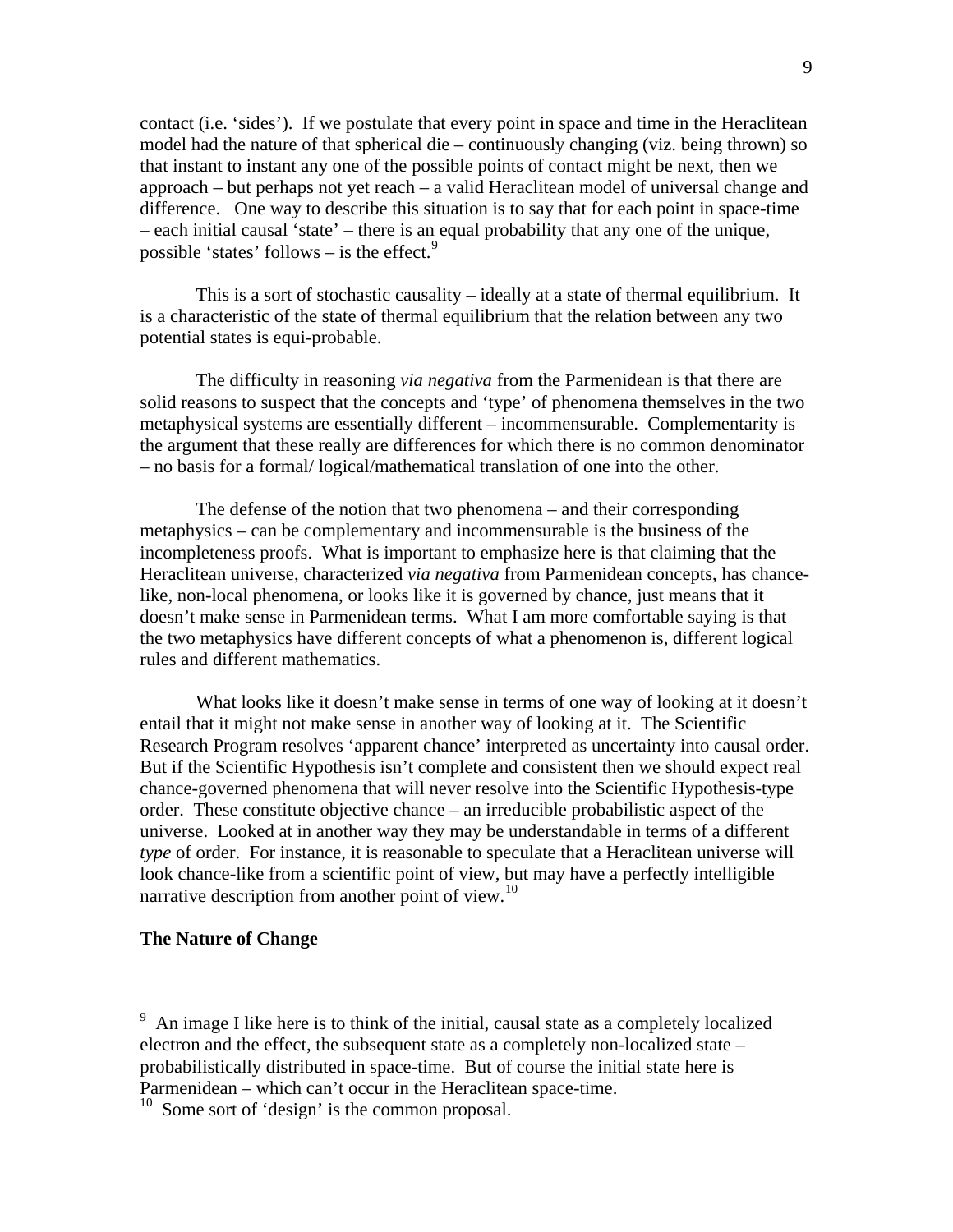contact (i.e. 'sides'). If we postulate that every point in space and time in the Heraclitean model had the nature of that spherical die – continuously changing (viz. being thrown) so that instant to instant any one of the possible points of contact might be next, then we approach – but perhaps not yet reach – a valid Heraclitean model of universal change and difference. One way to describe this situation is to say that for each point in space-time – each initial causal 'state' – there is an equal probability that any one of the unique, possible 'states' follows – is the effect.[9]

This is a sort of stochastic causality – ideally at a state of thermal equilibrium. It is a characteristic of the state of thermal equilibrium that the relation between any two potential states is equi-probable.

The difficulty in reasoning *via negativa* from the Parmenidean is that there are solid reasons to suspect that the concepts and 'type' of phenomena themselves in the two metaphysical systems are essentially different – incommensurable. Complementarity is the argument that these really are differences for which there is no common denominator – no basis for a formal/ logical/mathematical translation of one into the other.

The defense of the notion that two phenomena – and their corresponding metaphysics – can be complementary and incommensurable is the business of the incompleteness proofs. What is important to emphasize here is that claiming that the Heraclitean universe, characterized *via negativa* from Parmenidean concepts, has chance-like, non-local phenomena, or looks like it is governed by chance, just means that it doesn't make sense in Parmenidean terms. What I am more comfortable saying is that the two metaphysics have different concepts of what a phenomenon is, different logical rules and different mathematics.

What looks like it doesn't make sense in terms of one way of looking at it doesn't entail that it might not make sense in another way of looking at it. The Scientific Research Program resolves 'apparent chance' interpreted as uncertainty into causal order. But if the Scientific Hypothesis isn't complete and consistent then we should expect real chance-governed phenomena that will never resolve into the Scientific Hypothesis-type order. These constitute objective chance – an irreducible probabilistic aspect of the universe. Looked at in another way they may be understandable in terms of a different *type* of order. For instance, it is reasonable to speculate that a Heraclitean universe will look chance-like from a scientific point of view, but may have a perfectly intelligible narrative description from another point of view.[10]

**The Nature of Change**

---

[9] An image I like here is to think of the initial, causal state as a completely localized electron and the effect, the subsequent state as a completely non-localized state – probabilistically distributed in space-time. But of course the initial state here is Parmenidean – which can't occur in the Heraclitean space-time.

[10] Some sort of 'design' is the common proposal.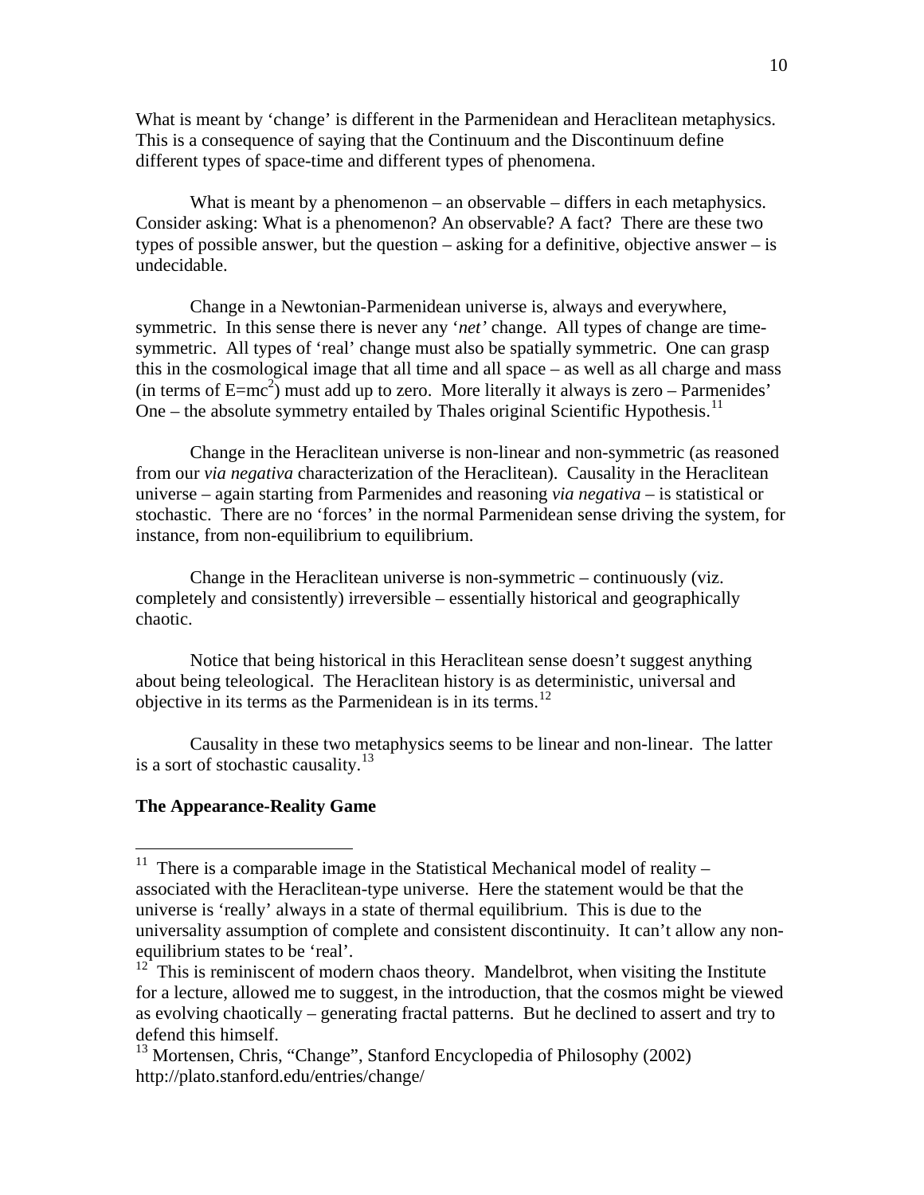What is meant by 'change' is different in the Parmenidean and Heraclitean metaphysics. This is a consequence of saying that the Continuum and the Discontinuum define different types of space-time and different types of phenomena.

What is meant by a phenomenon – an observable – differs in each metaphysics. Consider asking: What is a phenomenon? An observable? A fact? There are these two types of possible answer, but the question – asking for a definitive, objective answer – is undecidable.

Change in a Newtonian-Parmenidean universe is, always and everywhere, symmetric. In this sense there is never any '*net'* change. All types of change are time-symmetric. All types of 'real' change must also be spatially symmetric. One can grasp this in the cosmological image that all time and all space – as well as all charge and mass (in terms of $E=mc^2$) must add up to zero. More literally it always is zero – Parmenides' One – the absolute symmetry entailed by Thales original Scientific Hypothesis.[11]

Change in the Heraclitean universe is non-linear and non-symmetric (as reasoned from our *via negativa* characterization of the Heraclitean). Causality in the Heraclitean universe – again starting from Parmenides and reasoning *via negativa* – is statistical or stochastic. There are no 'forces' in the normal Parmenidean sense driving the system, for instance, from non-equilibrium to equilibrium.

Change in the Heraclitean universe is non-symmetric – continuously (viz. completely and consistently) irreversible – essentially historical and geographically chaotic.

Notice that being historical in this Heraclitean sense doesn't suggest anything about being teleological. The Heraclitean history is as deterministic, universal and objective in its terms as the Parmenidean is in its terms.[12]

Causality in these two metaphysics seems to be linear and non-linear. The latter is a sort of stochastic causality.[13]

**The Appearance-Reality Game**

---

[11] There is a comparable image in the Statistical Mechanical model of reality – associated with the Heraclitean-type universe. Here the statement would be that the universe is 'really' always in a state of thermal equilibrium. This is due to the universality assumption of complete and consistent discontinuity. It can't allow any non-equilibrium states to be 'real'.

[12] This is reminiscent of modern chaos theory. Mandelbrot, when visiting the Institute for a lecture, allowed me to suggest, in the introduction, that the cosmos might be viewed as evolving chaotically – generating fractal patterns. But he declined to assert and try to defend this himself.

[13] Mortensen, Chris, "Change", Stanford Encyclopedia of Philosophy (2002) http://plato.stanford.edu/entries/change/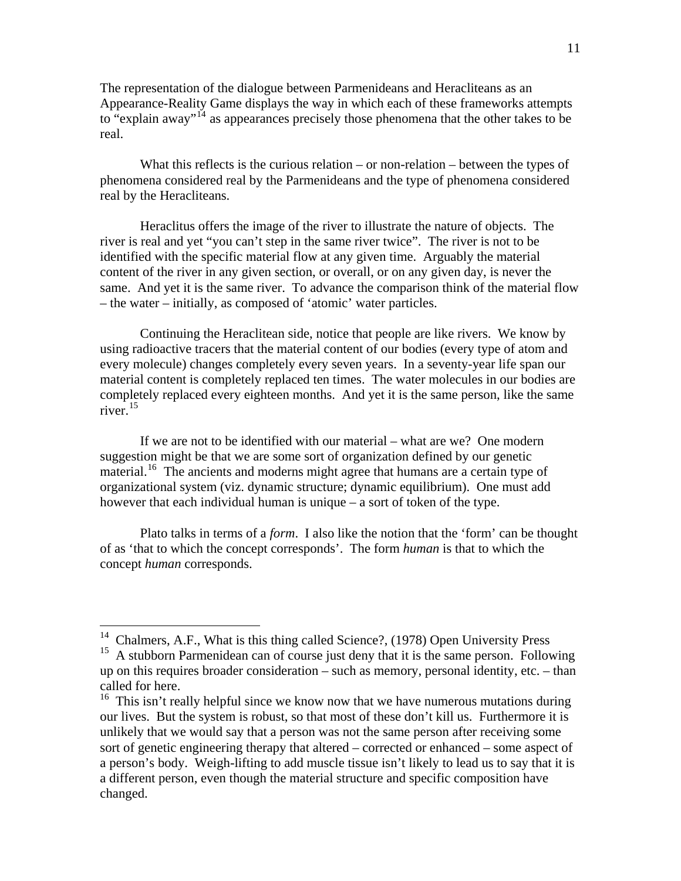The representation of the dialogue between Parmenideans and Heracliteans as an Appearance-Reality Game displays the way in which each of these frameworks attempts to "explain away"[14] as appearances precisely those phenomena that the other takes to be real.

What this reflects is the curious relation – or non-relation – between the types of phenomena considered real by the Parmenideans and the type of phenomena considered real by the Heracliteans.

Heraclitus offers the image of the river to illustrate the nature of objects. The river is real and yet "you can't step in the same river twice". The river is not to be identified with the specific material flow at any given time. Arguably the material content of the river in any given section, or overall, or on any given day, is never the same. And yet it is the same river. To advance the comparison think of the material flow – the water – initially, as composed of 'atomic' water particles.

Continuing the Heraclitean side, notice that people are like rivers. We know by using radioactive tracers that the material content of our bodies (every type of atom and every molecule) changes completely every seven years. In a seventy-year life span our material content is completely replaced ten times. The water molecules in our bodies are completely replaced every eighteen months. And yet it is the same person, like the same river.[15]

If we are not to be identified with our material – what are we? One modern suggestion might be that we are some sort of organization defined by our genetic material.[16] The ancients and moderns might agree that humans are a certain type of organizational system (viz. dynamic structure; dynamic equilibrium). One must add however that each individual human is unique – a sort of token of the type.

Plato talks in terms of a *form*. I also like the notion that the 'form' can be thought of as 'that to which the concept corresponds'. The form *human* is that to which the concept *human* corresponds.

---

[14] Chalmers, A.F., What is this thing called Science?, (1978) Open University Press

[15] A stubborn Parmenidean can of course just deny that it is the same person. Following up on this requires broader consideration – such as memory, personal identity, etc. – than called for here.

[16] This isn't really helpful since we know now that we have numerous mutations during our lives. But the system is robust, so that most of these don't kill us. Furthermore it is unlikely that we would say that a person was not the same person after receiving some sort of genetic engineering therapy that altered – corrected or enhanced – some aspect of a person's body. Weigh-lifting to add muscle tissue isn't likely to lead us to say that it is a different person, even though the material structure and specific composition have changed.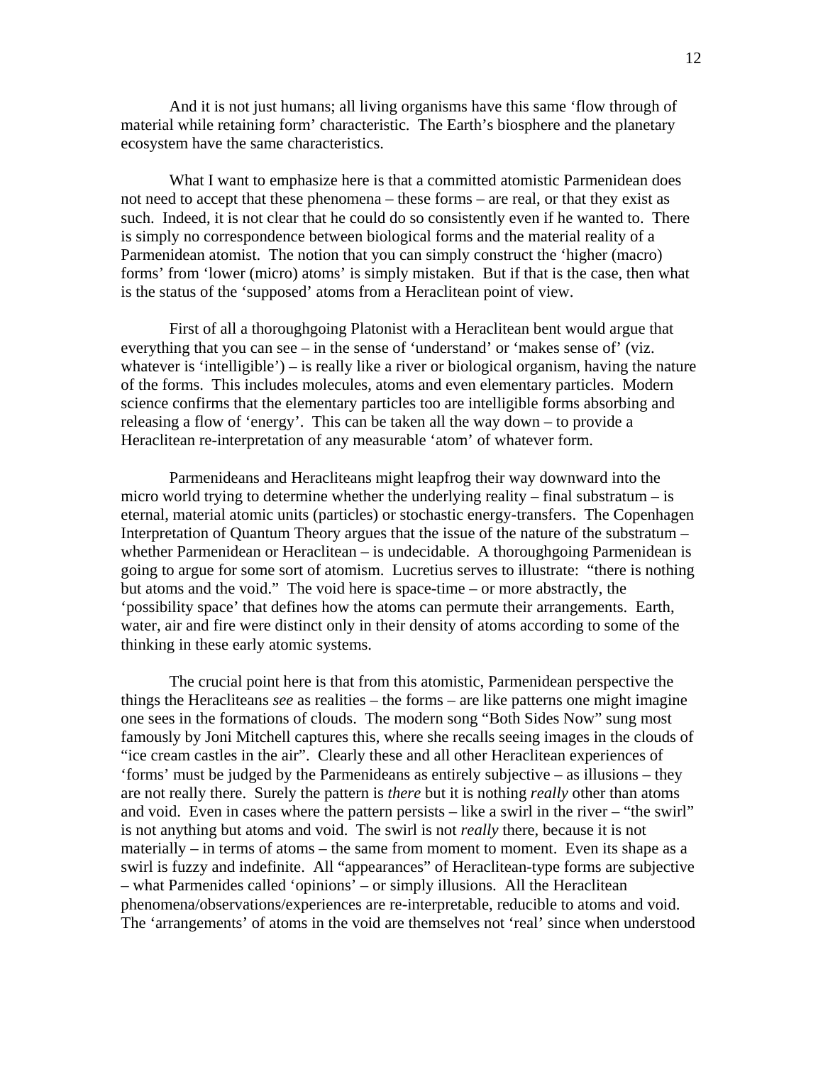And it is not just humans; all living organisms have this same 'flow through of material while retaining form' characteristic. The Earth's biosphere and the planetary ecosystem have the same characteristics.

What I want to emphasize here is that a committed atomistic Parmenidean does not need to accept that these phenomena – these forms – are real, or that they exist as such. Indeed, it is not clear that he could do so consistently even if he wanted to. There is simply no correspondence between biological forms and the material reality of a Parmenidean atomist. The notion that you can simply construct the 'higher (macro) forms' from 'lower (micro) atoms' is simply mistaken. But if that is the case, then what is the status of the 'supposed' atoms from a Heraclitean point of view.

First of all a thoroughgoing Platonist with a Heraclitean bent would argue that everything that you can see – in the sense of 'understand' or 'makes sense of' (viz. whatever is 'intelligible') – is really like a river or biological organism, having the nature of the forms. This includes molecules, atoms and even elementary particles. Modern science confirms that the elementary particles too are intelligible forms absorbing and releasing a flow of 'energy'. This can be taken all the way down – to provide a Heraclitean re-interpretation of any measurable 'atom' of whatever form.

Parmenideans and Heracliteans might leapfrog their way downward into the micro world trying to determine whether the underlying reality – final substratum – is eternal, material atomic units (particles) or stochastic energy-transfers. The Copenhagen Interpretation of Quantum Theory argues that the issue of the nature of the substratum – whether Parmenidean or Heraclitean – is undecidable. A thoroughgoing Parmenidean is going to argue for some sort of atomism. Lucretius serves to illustrate: "there is nothing but atoms and the void." The void here is space-time – or more abstractly, the 'possibility space' that defines how the atoms can permute their arrangements. Earth, water, air and fire were distinct only in their density of atoms according to some of the thinking in these early atomic systems.

The crucial point here is that from this atomistic, Parmenidean perspective the things the Heracliteans *see* as realities – the forms – are like patterns one might imagine one sees in the formations of clouds. The modern song "Both Sides Now" sung most famously by Joni Mitchell captures this, where she recalls seeing images in the clouds of "ice cream castles in the air". Clearly these and all other Heraclitean experiences of 'forms' must be judged by the Parmenideans as entirely subjective – as illusions – they are not really there. Surely the pattern is *there* but it is nothing *really* other than atoms and void. Even in cases where the pattern persists – like a swirl in the river – "the swirl" is not anything but atoms and void. The swirl is not *really* there, because it is not materially – in terms of atoms – the same from moment to moment. Even its shape as a swirl is fuzzy and indefinite. All "appearances" of Heraclitean-type forms are subjective – what Parmenides called 'opinions' – or simply illusions. All the Heraclitean phenomena/observations/experiences are re-interpretable, reducible to atoms and void. The 'arrangements' of atoms in the void are themselves not 'real' since when understood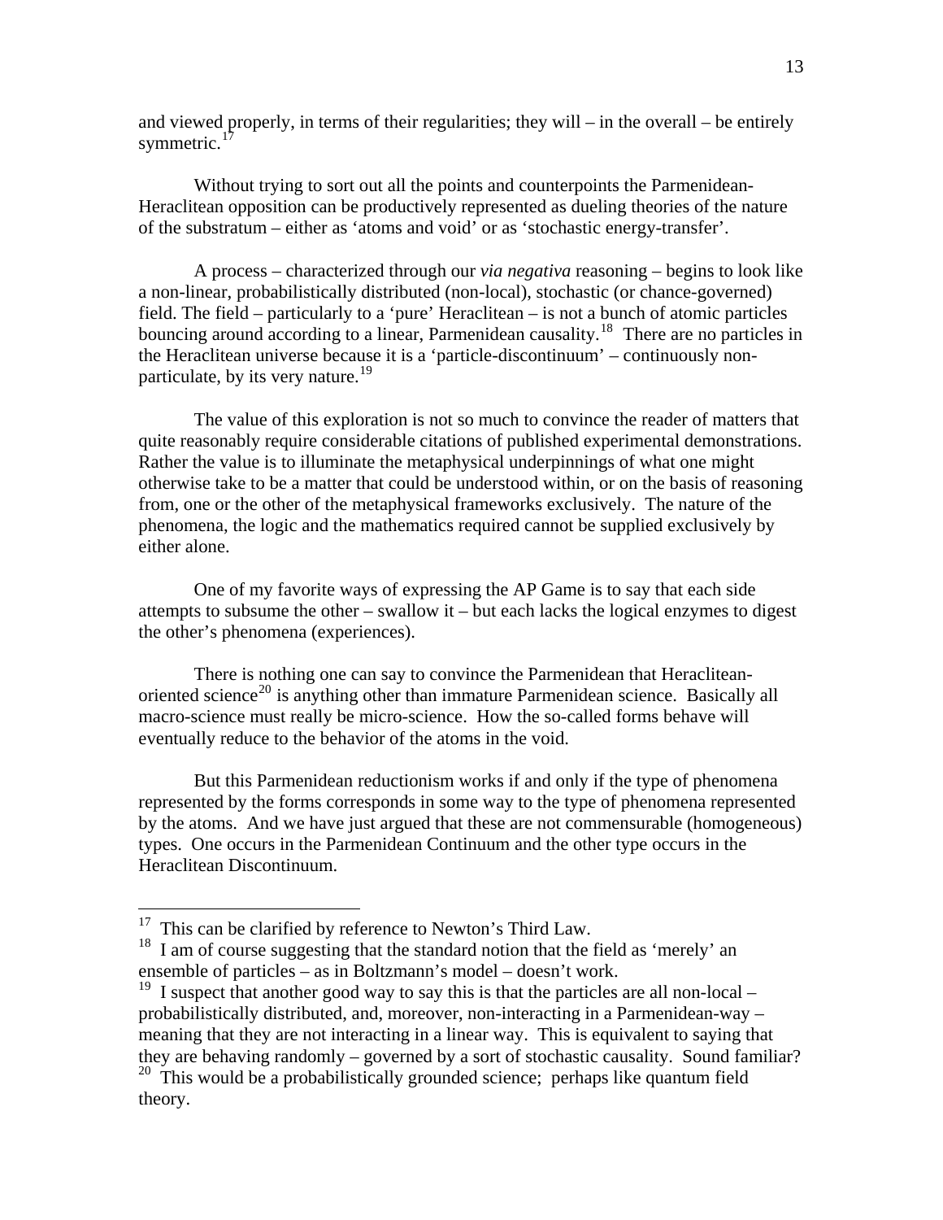and viewed properly, in terms of their regularities; they will – in the overall – be entirely symmetric.[17]

Without trying to sort out all the points and counterpoints the Parmenidean-Heraclitean opposition can be productively represented as dueling theories of the nature of the substratum – either as 'atoms and void' or as 'stochastic energy-transfer'.

A process – characterized through our *via negativa* reasoning – begins to look like a non-linear, probabilistically distributed (non-local), stochastic (or chance-governed) field. The field – particularly to a 'pure' Heraclitean – is not a bunch of atomic particles bouncing around according to a linear, Parmenidean causality.[18] There are no particles in the Heraclitean universe because it is a 'particle-discontinuum' – continuously non-particulate, by its very nature.[19]

The value of this exploration is not so much to convince the reader of matters that quite reasonably require considerable citations of published experimental demonstrations. Rather the value is to illuminate the metaphysical underpinnings of what one might otherwise take to be a matter that could be understood within, or on the basis of reasoning from, one or the other of the metaphysical frameworks exclusively. The nature of the phenomena, the logic and the mathematics required cannot be supplied exclusively by either alone.

One of my favorite ways of expressing the AP Game is to say that each side attempts to subsume the other – swallow it – but each lacks the logical enzymes to digest the other's phenomena (experiences).

There is nothing one can say to convince the Parmenidean that Heraclitean-oriented science[20] is anything other than immature Parmenidean science. Basically all macro-science must really be micro-science. How the so-called forms behave will eventually reduce to the behavior of the atoms in the void.

But this Parmenidean reductionism works if and only if the type of phenomena represented by the forms corresponds in some way to the type of phenomena represented by the atoms. And we have just argued that these are not commensurable (homogeneous) types. One occurs in the Parmenidean Continuum and the other type occurs in the Heraclitean Discontinuum.

---

[17] This can be clarified by reference to Newton's Third Law.

[18] I am of course suggesting that the standard notion that the field as 'merely' an ensemble of particles – as in Boltzmann's model – doesn't work.

[19] I suspect that another good way to say this is that the particles are all non-local – probabilistically distributed, and, moreover, non-interacting in a Parmenidean-way – meaning that they are not interacting in a linear way. This is equivalent to saying that they are behaving randomly – governed by a sort of stochastic causality. Sound familiar?

[20] This would be a probabilistically grounded science; perhaps like quantum field theory.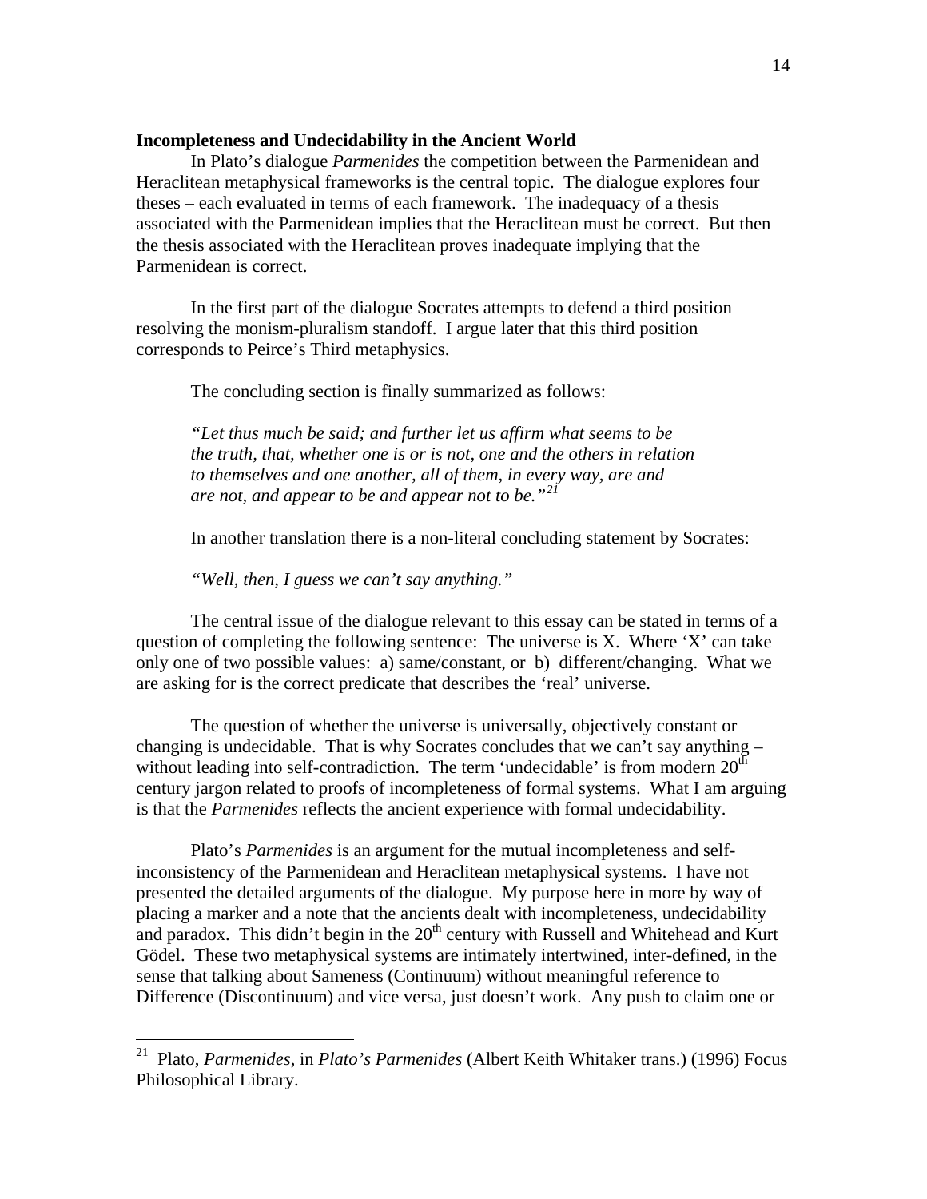**Incompleteness and Undecidability in the Ancient World**

In Plato's dialogue *Parmenides* the competition between the Parmenidean and Heraclitean metaphysical frameworks is the central topic. The dialogue explores four theses – each evaluated in terms of each framework. The inadequacy of a thesis associated with the Parmenidean implies that the Heraclitean must be correct. But then the thesis associated with the Heraclitean proves inadequate implying that the Parmenidean is correct.

In the first part of the dialogue Socrates attempts to defend a third position resolving the monism-pluralism standoff. I argue later that this third position corresponds to Peirce's Third metaphysics.

The concluding section is finally summarized as follows:

> *"Let thus much be said; and further let us affirm what seems to be the truth, that, whether one is or is not, one and the others in relation to themselves and one another, all of them, in every way, are and are not, and appear to be and appear not to be."*[21]

In another translation there is a non-literal concluding statement by Socrates:

> *"Well, then, I guess we can't say anything."*

The central issue of the dialogue relevant to this essay can be stated in terms of a question of completing the following sentence: The universe is X. Where 'X' can take only one of two possible values: a) same/constant, or b) different/changing. What we are asking for is the correct predicate that describes the 'real' universe.

The question of whether the universe is universally, objectively constant or changing is undecidable. That is why Socrates concludes that we can't say anything – without leading into self-contradiction. The term 'undecidable' is from modern 20th century jargon related to proofs of incompleteness of formal systems. What I am arguing is that the *Parmenides* reflects the ancient experience with formal undecidability.

Plato's *Parmenides* is an argument for the mutual incompleteness and self-inconsistency of the Parmenidean and Heraclitean metaphysical systems. I have not presented the detailed arguments of the dialogue. My purpose here in more by way of placing a marker and a note that the ancients dealt with incompleteness, undecidability and paradox. This didn't begin in the 20th century with Russell and Whitehead and Kurt Gödel. These two metaphysical systems are intimately intertwined, inter-defined, in the sense that talking about Sameness (Continuum) without meaningful reference to Difference (Discontinuum) and vice versa, just doesn't work. Any push to claim one or

---

[21] Plato, *Parmenides*, in *Plato's Parmenides* (Albert Keith Whitaker trans.) (1996) Focus Philosophical Library.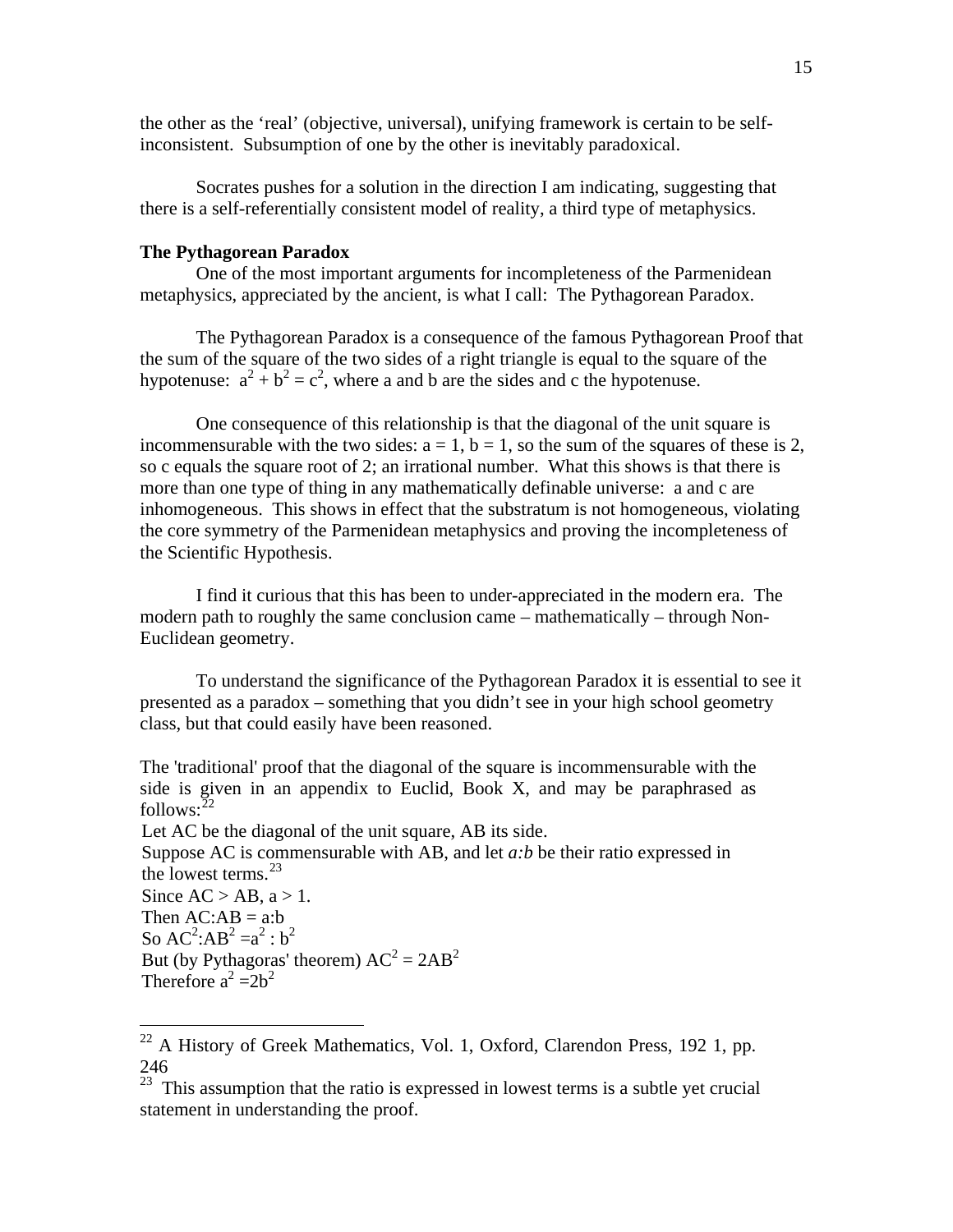the other as the 'real' (objective, universal), unifying framework is certain to be self-inconsistent. Subsumption of one by the other is inevitably paradoxical.

Socrates pushes for a solution in the direction I am indicating, suggesting that there is a self-referentially consistent model of reality, a third type of metaphysics.

**The Pythagorean Paradox**

One of the most important arguments for incompleteness of the Parmenidean metaphysics, appreciated by the ancient, is what I call: The Pythagorean Paradox.

The Pythagorean Paradox is a consequence of the famous Pythagorean Proof that the sum of the square of the two sides of a right triangle is equal to the square of the hypotenuse: $a^2 + b^2 = c^2$, where a and b are the sides and c the hypotenuse.

One consequence of this relationship is that the diagonal of the unit square is incommensurable with the two sides: $a = 1$, $b = 1$, so the sum of the squares of these is 2, so c equals the square root of 2; an irrational number. What this shows is that there is more than one type of thing in any mathematically definable universe: a and c are inhomogeneous. This shows in effect that the substratum is not homogeneous, violating the core symmetry of the Parmenidean metaphysics and proving the incompleteness of the Scientific Hypothesis.

I find it curious that this has been to under-appreciated in the modern era. The modern path to roughly the same conclusion came – mathematically – through Non-Euclidean geometry.

To understand the significance of the Pythagorean Paradox it is essential to see it presented as a paradox – something that you didn't see in your high school geometry class, but that could easily have been reasoned.

The 'traditional' proof that the diagonal of the square is incommensurable with the side is given in an appendix to Euclid, Book X, and may be paraphrased as follows:[22]

Let AC be the diagonal of the unit square, AB its side.
Suppose AC is commensurable with AB, and let *a:b* be their ratio expressed in the lowest terms.[23]
Since $AC > AB$, $a > 1$.
Then $AC:AB = a:b$
So $AC^2:AB^2 = a^2 : b^2$
But (by Pythagoras' theorem) $AC^2 = 2AB^2$
Therefore $a^2 = 2b^2$

---

[22] A History of Greek Mathematics, Vol. 1, Oxford, Clarendon Press, 192 1, pp. 246

[23] This assumption that the ratio is expressed in lowest terms is a subtle yet crucial statement in understanding the proof.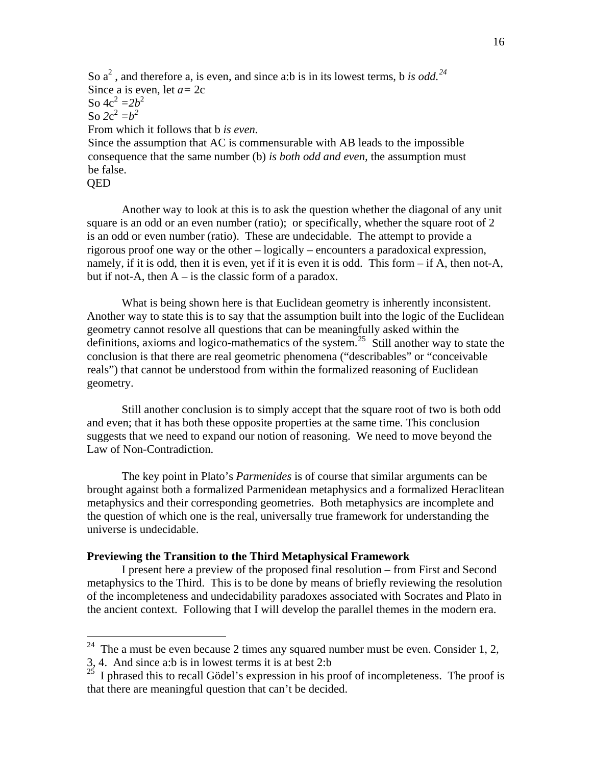So $a^2$, and therefore a, is even, and since a:b is in its lowest terms, b *is odd.*[24]
Since a is even, let $a = 2c$
So $4c^2 = 2b^2$
So $2c^2 = b^2$
From which it follows that b *is even.*
Since the assumption that AC is commensurable with AB leads to the impossible consequence that the same number (b) *is both odd and even*, the assumption must be false.
QED

Another way to look at this is to ask the question whether the diagonal of any unit square is an odd or an even number (ratio); or specifically, whether the square root of 2 is an odd or even number (ratio). These are undecidable. The attempt to provide a rigorous proof one way or the other – logically – encounters a paradoxical expression, namely, if it is odd, then it is even, yet if it is even it is odd. This form – if A, then not-A, but if not-A, then A – is the classic form of a paradox.

What is being shown here is that Euclidean geometry is inherently inconsistent. Another way to state this is to say that the assumption built into the logic of the Euclidean geometry cannot resolve all questions that can be meaningfully asked within the definitions, axioms and logico-mathematics of the system.[25] Still another way to state the conclusion is that there are real geometric phenomena ("describables" or "conceivable reals") that cannot be understood from within the formalized reasoning of Euclidean geometry.

Still another conclusion is to simply accept that the square root of two is both odd and even; that it has both these opposite properties at the same time. This conclusion suggests that we need to expand our notion of reasoning. We need to move beyond the Law of Non-Contradiction.

The key point in Plato's *Parmenides* is of course that similar arguments can be brought against both a formalized Parmenidean metaphysics and a formalized Heraclitean metaphysics and their corresponding geometries. Both metaphysics are incomplete and the question of which one is the real, universally true framework for understanding the universe is undecidable.

**Previewing the Transition to the Third Metaphysical Framework**

I present here a preview of the proposed final resolution – from First and Second metaphysics to the Third. This is to be done by means of briefly reviewing the resolution of the incompleteness and undecidability paradoxes associated with Socrates and Plato in the ancient context. Following that I will develop the parallel themes in the modern era.

---

[24] The a must be even because 2 times any squared number must be even. Consider 1, 2, 3, 4. And since a:b is in lowest terms it is at best 2:b

[25] I phrased this to recall Gödel's expression in his proof of incompleteness. The proof is that there are meaningful question that can't be decided.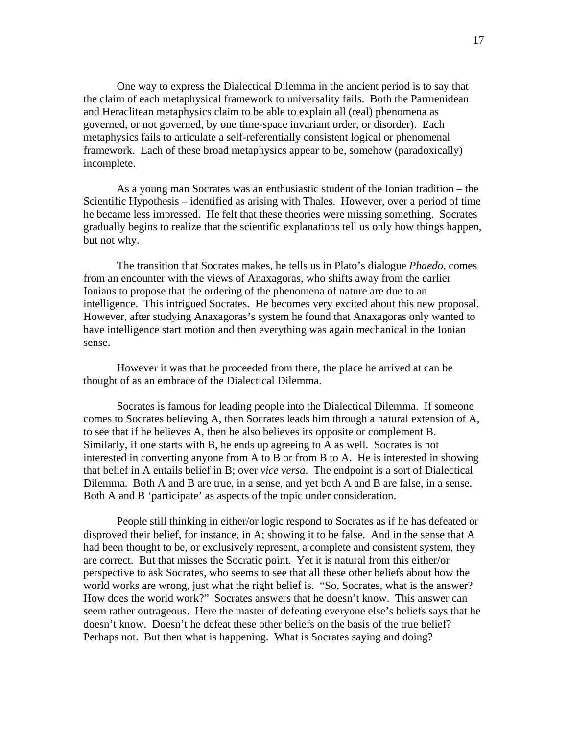One way to express the Dialectical Dilemma in the ancient period is to say that the claim of each metaphysical framework to universality fails. Both the Parmenidean and Heraclitean metaphysics claim to be able to explain all (real) phenomena as governed, or not governed, by one time-space invariant order, or disorder). Each metaphysics fails to articulate a self-referentially consistent logical or phenomenal framework. Each of these broad metaphysics appear to be, somehow (paradoxically) incomplete.

As a young man Socrates was an enthusiastic student of the Ionian tradition – the Scientific Hypothesis – identified as arising with Thales. However, over a period of time he became less impressed. He felt that these theories were missing something. Socrates gradually begins to realize that the scientific explanations tell us only how things happen, but not why.

The transition that Socrates makes, he tells us in Plato's dialogue *Phaedo*, comes from an encounter with the views of Anaxagoras, who shifts away from the earlier Ionians to propose that the ordering of the phenomena of nature are due to an intelligence. This intrigued Socrates. He becomes very excited about this new proposal. However, after studying Anaxagoras's system he found that Anaxagoras only wanted to have intelligence start motion and then everything was again mechanical in the Ionian sense.

However it was that he proceeded from there, the place he arrived at can be thought of as an embrace of the Dialectical Dilemma.

Socrates is famous for leading people into the Dialectical Dilemma. If someone comes to Socrates believing A, then Socrates leads him through a natural extension of A, to see that if he believes A, then he also believes its opposite or complement B. Similarly, if one starts with B, he ends up agreeing to A as well. Socrates is not interested in converting anyone from A to B or from B to A. He is interested in showing that belief in A entails belief in B; over *vice versa*. The endpoint is a sort of Dialectical Dilemma. Both A and B are true, in a sense, and yet both A and B are false, in a sense. Both A and B 'participate' as aspects of the topic under consideration.

People still thinking in either/or logic respond to Socrates as if he has defeated or disproved their belief, for instance, in A; showing it to be false. And in the sense that A had been thought to be, or exclusively represent, a complete and consistent system, they are correct. But that misses the Socratic point. Yet it is natural from this either/or perspective to ask Socrates, who seems to see that all these other beliefs about how the world works are wrong, just what the right belief is. "So, Socrates, what is the answer? How does the world work?" Socrates answers that he doesn't know. This answer can seem rather outrageous. Here the master of defeating everyone else's beliefs says that he doesn't know. Doesn't he defeat these other beliefs on the basis of the true belief? Perhaps not. But then what is happening. What is Socrates saying and doing?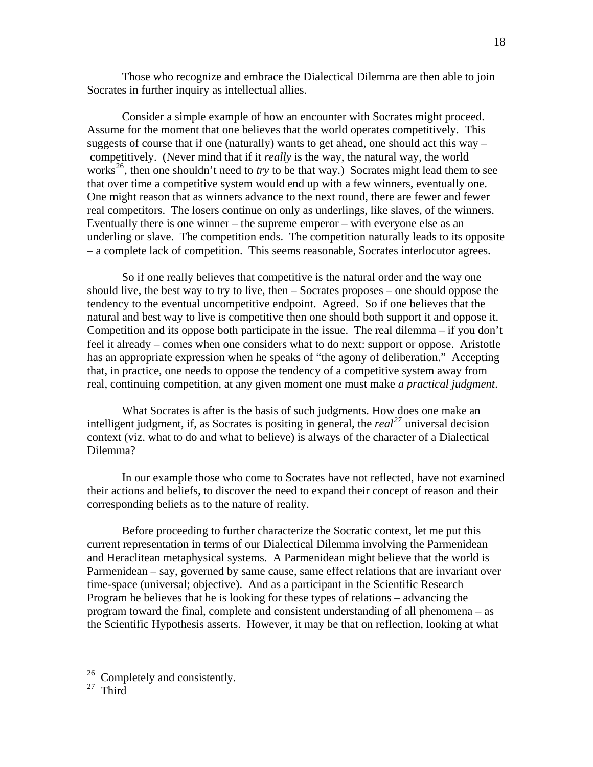Those who recognize and embrace the Dialectical Dilemma are then able to join Socrates in further inquiry as intellectual allies.

Consider a simple example of how an encounter with Socrates might proceed. Assume for the moment that one believes that the world operates competitively. This suggests of course that if one (naturally) wants to get ahead, one should act this way – competitively. (Never mind that if it *really* is the way, the natural way, the world works[26], then one shouldn't need to *try* to be that way.) Socrates might lead them to see that over time a competitive system would end up with a few winners, eventually one. One might reason that as winners advance to the next round, there are fewer and fewer real competitors. The losers continue on only as underlings, like slaves, of the winners. Eventually there is one winner – the supreme emperor – with everyone else as an underling or slave. The competition ends. The competition naturally leads to its opposite – a complete lack of competition. This seems reasonable, Socrates interlocutor agrees.

So if one really believes that competitive is the natural order and the way one should live, the best way to try to live, then – Socrates proposes – one should oppose the tendency to the eventual uncompetitive endpoint. Agreed. So if one believes that the natural and best way to live is competitive then one should both support it and oppose it. Competition and its oppose both participate in the issue. The real dilemma – if you don't feel it already – comes when one considers what to do next: support or oppose. Aristotle has an appropriate expression when he speaks of "the agony of deliberation." Accepting that, in practice, one needs to oppose the tendency of a competitive system away from real, continuing competition, at any given moment one must make *a practical judgment*.

What Socrates is after is the basis of such judgments. How does one make an intelligent judgment, if, as Socrates is positing in general, the *real*[27] universal decision context (viz. what to do and what to believe) is always of the character of a Dialectical Dilemma?

In our example those who come to Socrates have not reflected, have not examined their actions and beliefs, to discover the need to expand their concept of reason and their corresponding beliefs as to the nature of reality.

Before proceeding to further characterize the Socratic context, let me put this current representation in terms of our Dialectical Dilemma involving the Parmenidean and Heraclitean metaphysical systems. A Parmenidean might believe that the world is Parmenidean – say, governed by same cause, same effect relations that are invariant over time-space (universal; objective). And as a participant in the Scientific Research Program he believes that he is looking for these types of relations – advancing the program toward the final, complete and consistent understanding of all phenomena – as the Scientific Hypothesis asserts. However, it may be that on reflection, looking at what

[26] Completely and consistently.

[27] Third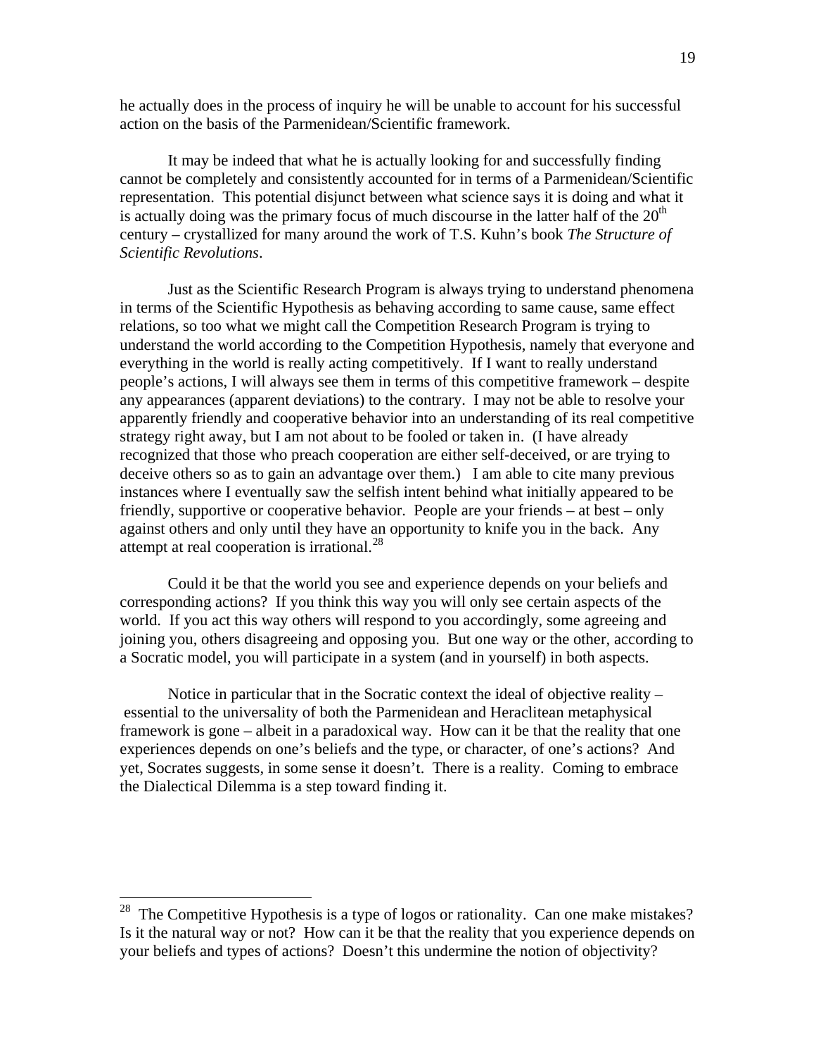he actually does in the process of inquiry he will be unable to account for his successful action on the basis of the Parmenidean/Scientific framework.

It may be indeed that what he is actually looking for and successfully finding cannot be completely and consistently accounted for in terms of a Parmenidean/Scientific representation. This potential disjunct between what science says it is doing and what it is actually doing was the primary focus of much discourse in the latter half of the 20th century – crystallized for many around the work of T.S. Kuhn's book *The Structure of Scientific Revolutions*.

Just as the Scientific Research Program is always trying to understand phenomena in terms of the Scientific Hypothesis as behaving according to same cause, same effect relations, so too what we might call the Competition Research Program is trying to understand the world according to the Competition Hypothesis, namely that everyone and everything in the world is really acting competitively. If I want to really understand people's actions, I will always see them in terms of this competitive framework – despite any appearances (apparent deviations) to the contrary. I may not be able to resolve your apparently friendly and cooperative behavior into an understanding of its real competitive strategy right away, but I am not about to be fooled or taken in. (I have already recognized that those who preach cooperation are either self-deceived, or are trying to deceive others so as to gain an advantage over them.) I am able to cite many previous instances where I eventually saw the selfish intent behind what initially appeared to be friendly, supportive or cooperative behavior. People are your friends – at best – only against others and only until they have an opportunity to knife you in the back. Any attempt at real cooperation is irrational.[28]

Could it be that the world you see and experience depends on your beliefs and corresponding actions? If you think this way you will only see certain aspects of the world. If you act this way others will respond to you accordingly, some agreeing and joining you, others disagreeing and opposing you. But one way or the other, according to a Socratic model, you will participate in a system (and in yourself) in both aspects.

Notice in particular that in the Socratic context the ideal of objective reality – essential to the universality of both the Parmenidean and Heraclitean metaphysical framework is gone – albeit in a paradoxical way. How can it be that the reality that one experiences depends on one's beliefs and the type, or character, of one's actions? And yet, Socrates suggests, in some sense it doesn't. There is a reality. Coming to embrace the Dialectical Dilemma is a step toward finding it.

---

[28] The Competitive Hypothesis is a type of logos or rationality. Can one make mistakes? Is it the natural way or not? How can it be that the reality that you experience depends on your beliefs and types of actions? Doesn't this undermine the notion of objectivity?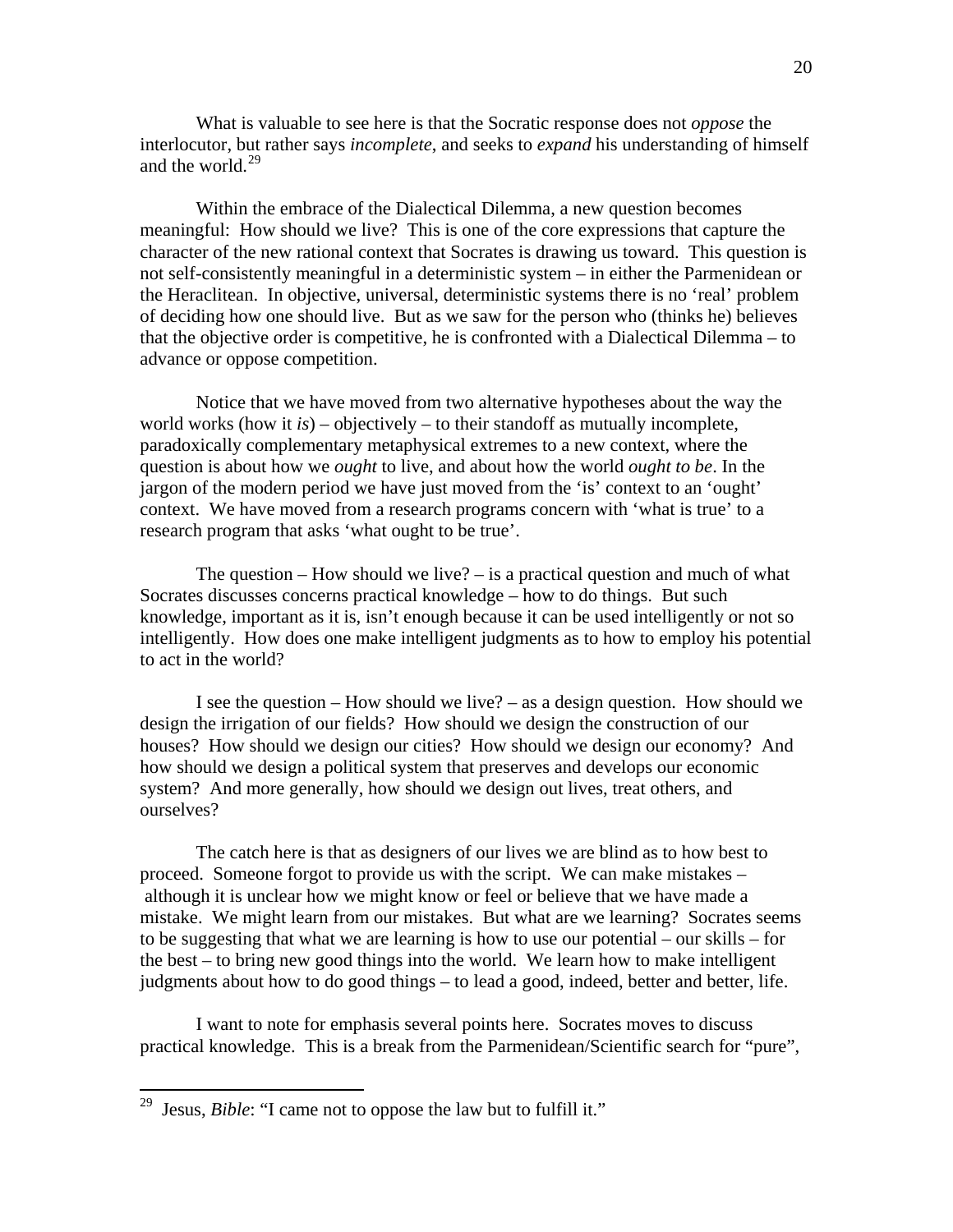What is valuable to see here is that the Socratic response does not *oppose* the interlocutor, but rather says *incomplete*, and seeks to *expand* his understanding of himself and the world.[29]

Within the embrace of the Dialectical Dilemma, a new question becomes meaningful: How should we live? This is one of the core expressions that capture the character of the new rational context that Socrates is drawing us toward. This question is not self-consistently meaningful in a deterministic system – in either the Parmenidean or the Heraclitean. In objective, universal, deterministic systems there is no 'real' problem of deciding how one should live. But as we saw for the person who (thinks he) believes that the objective order is competitive, he is confronted with a Dialectical Dilemma – to advance or oppose competition.

Notice that we have moved from two alternative hypotheses about the way the world works (how it *is*) – objectively – to their standoff as mutually incomplete, paradoxically complementary metaphysical extremes to a new context, where the question is about how we *ought* to live, and about how the world *ought to be*. In the jargon of the modern period we have just moved from the 'is' context to an 'ought' context. We have moved from a research programs concern with 'what is true' to a research program that asks 'what ought to be true'.

The question – How should we live? – is a practical question and much of what Socrates discusses concerns practical knowledge – how to do things. But such knowledge, important as it is, isn't enough because it can be used intelligently or not so intelligently. How does one make intelligent judgments as to how to employ his potential to act in the world?

I see the question – How should we live? – as a design question. How should we design the irrigation of our fields? How should we design the construction of our houses? How should we design our cities? How should we design our economy? And how should we design a political system that preserves and develops our economic system? And more generally, how should we design out lives, treat others, and ourselves?

The catch here is that as designers of our lives we are blind as to how best to proceed. Someone forgot to provide us with the script. We can make mistakes – although it is unclear how we might know or feel or believe that we have made a mistake. We might learn from our mistakes. But what are we learning? Socrates seems to be suggesting that what we are learning is how to use our potential – our skills – for the best – to bring new good things into the world. We learn how to make intelligent judgments about how to do good things – to lead a good, indeed, better and better, life.

I want to note for emphasis several points here. Socrates moves to discuss practical knowledge. This is a break from the Parmenidean/Scientific search for "pure",

---

[29] Jesus, *Bible*: "I came not to oppose the law but to fulfill it."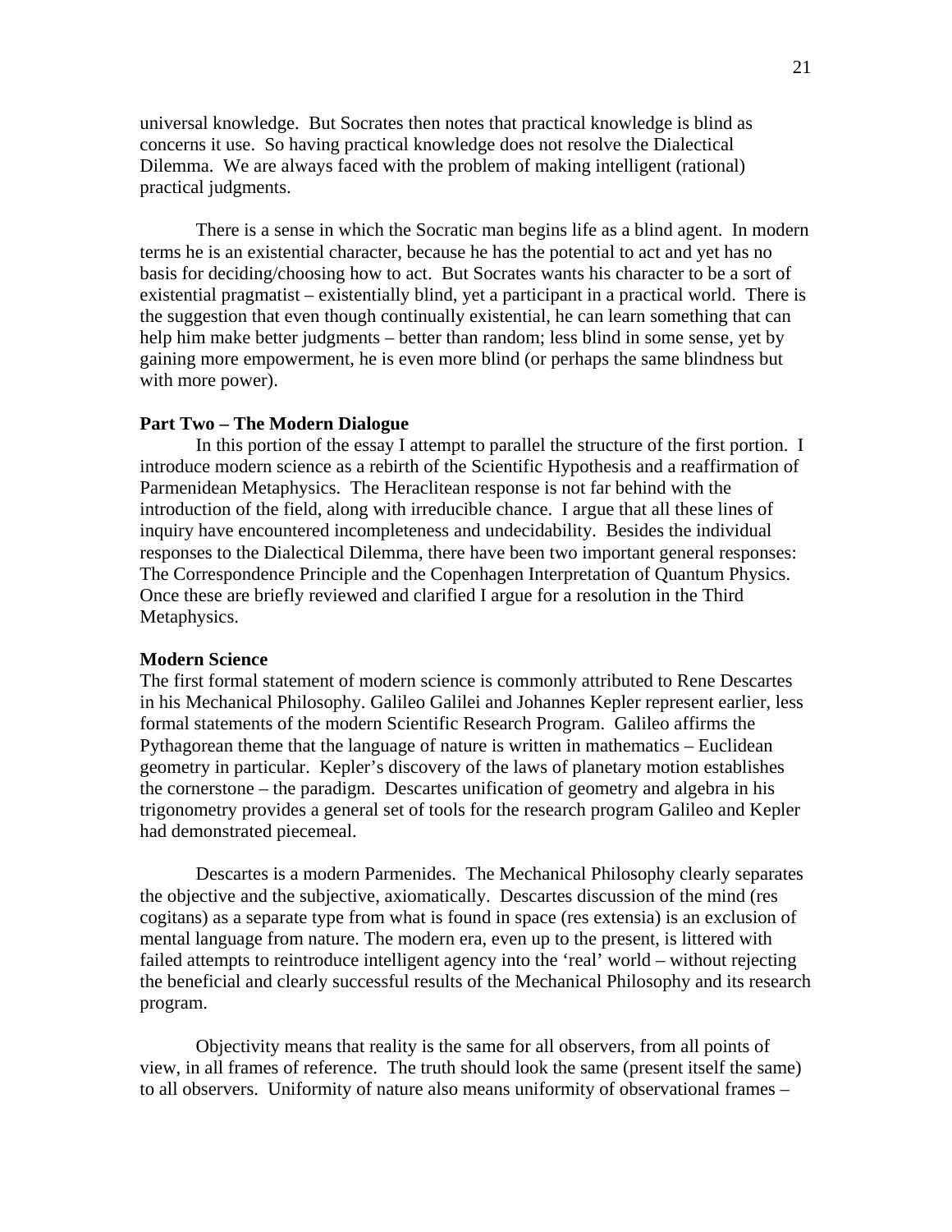universal knowledge. But Socrates then notes that practical knowledge is blind as concerns it use. So having practical knowledge does not resolve the Dialectical Dilemma. We are always faced with the problem of making intelligent (rational) practical judgments.

There is a sense in which the Socratic man begins life as a blind agent. In modern terms he is an existential character, because he has the potential to act and yet has no basis for deciding/choosing how to act. But Socrates wants his character to be a sort of existential pragmatist – existentially blind, yet a participant in a practical world. There is the suggestion that even though continually existential, he can learn something that can help him make better judgments – better than random; less blind in some sense, yet by gaining more empowerment, he is even more blind (or perhaps the same blindness but with more power).

**Part Two – The Modern Dialogue**

In this portion of the essay I attempt to parallel the structure of the first portion. I introduce modern science as a rebirth of the Scientific Hypothesis and a reaffirmation of Parmenidean Metaphysics. The Heraclitean response is not far behind with the introduction of the field, along with irreducible chance. I argue that all these lines of inquiry have encountered incompleteness and undecidability. Besides the individual responses to the Dialectical Dilemma, there have been two important general responses: The Correspondence Principle and the Copenhagen Interpretation of Quantum Physics. Once these are briefly reviewed and clarified I argue for a resolution in the Third Metaphysics.

**Modern Science**

The first formal statement of modern science is commonly attributed to Rene Descartes in his Mechanical Philosophy. Galileo Galilei and Johannes Kepler represent earlier, less formal statements of the modern Scientific Research Program. Galileo affirms the Pythagorean theme that the language of nature is written in mathematics – Euclidean geometry in particular. Kepler's discovery of the laws of planetary motion establishes the cornerstone – the paradigm. Descartes unification of geometry and algebra in his trigonometry provides a general set of tools for the research program Galileo and Kepler had demonstrated piecemeal.

Descartes is a modern Parmenides. The Mechanical Philosophy clearly separates the objective and the subjective, axiomatically. Descartes discussion of the mind (res cogitans) as a separate type from what is found in space (res extensia) is an exclusion of mental language from nature. The modern era, even up to the present, is littered with failed attempts to reintroduce intelligent agency into the 'real' world – without rejecting the beneficial and clearly successful results of the Mechanical Philosophy and its research program.

Objectivity means that reality is the same for all observers, from all points of view, in all frames of reference. The truth should look the same (present itself the same) to all observers. Uniformity of nature also means uniformity of observational frames –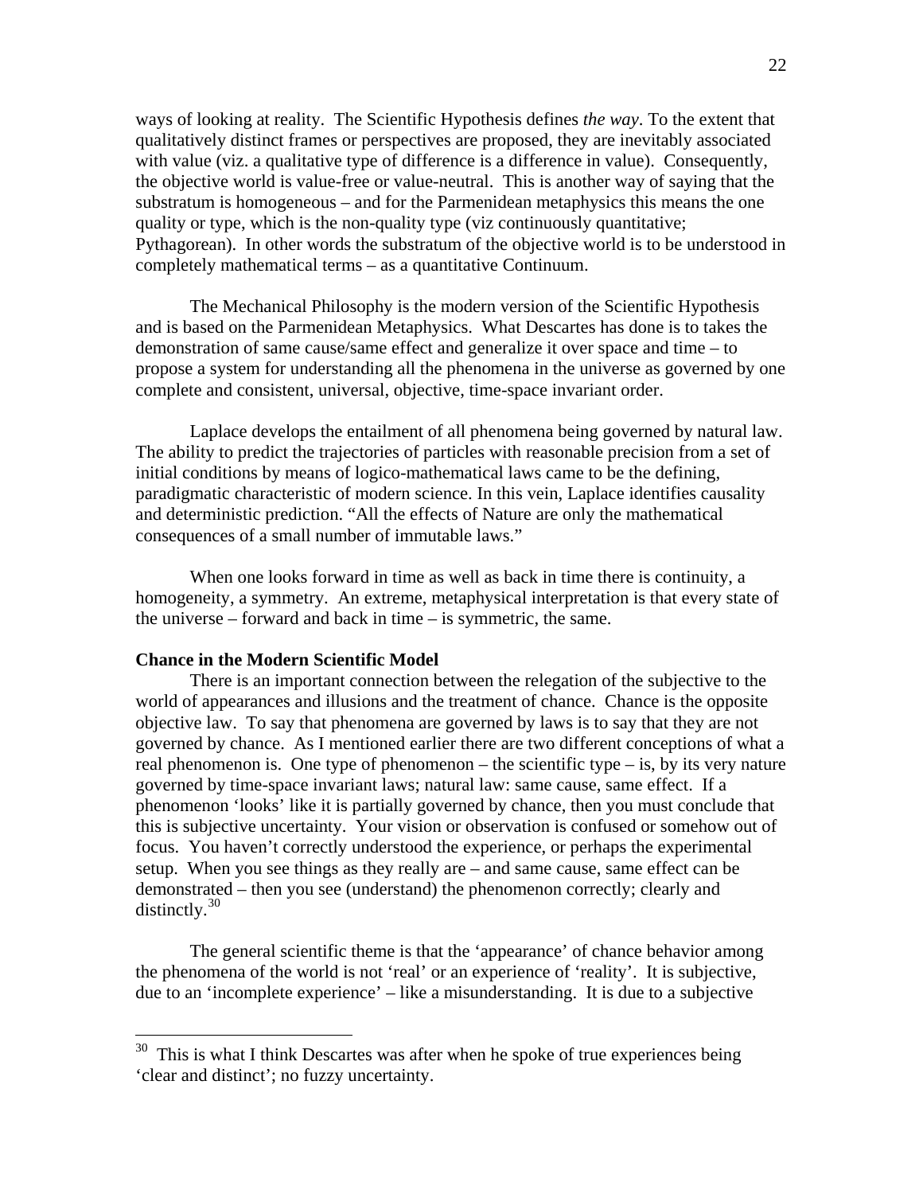ways of looking at reality. The Scientific Hypothesis defines *the way*. To the extent that qualitatively distinct frames or perspectives are proposed, they are inevitably associated with value (viz. a qualitative type of difference is a difference in value). Consequently, the objective world is value-free or value-neutral. This is another way of saying that the substratum is homogeneous – and for the Parmenidean metaphysics this means the one quality or type, which is the non-quality type (viz continuously quantitative; Pythagorean). In other words the substratum of the objective world is to be understood in completely mathematical terms – as a quantitative Continuum.

The Mechanical Philosophy is the modern version of the Scientific Hypothesis and is based on the Parmenidean Metaphysics. What Descartes has done is to takes the demonstration of same cause/same effect and generalize it over space and time – to propose a system for understanding all the phenomena in the universe as governed by one complete and consistent, universal, objective, time-space invariant order.

Laplace develops the entailment of all phenomena being governed by natural law. The ability to predict the trajectories of particles with reasonable precision from a set of initial conditions by means of logico-mathematical laws came to be the defining, paradigmatic characteristic of modern science. In this vein, Laplace identifies causality and deterministic prediction. "All the effects of Nature are only the mathematical consequences of a small number of immutable laws."

When one looks forward in time as well as back in time there is continuity, a homogeneity, a symmetry. An extreme, metaphysical interpretation is that every state of the universe – forward and back in time – is symmetric, the same.

**Chance in the Modern Scientific Model**

There is an important connection between the relegation of the subjective to the world of appearances and illusions and the treatment of chance. Chance is the opposite objective law. To say that phenomena are governed by laws is to say that they are not governed by chance. As I mentioned earlier there are two different conceptions of what a real phenomenon is. One type of phenomenon – the scientific type – is, by its very nature governed by time-space invariant laws; natural law: same cause, same effect. If a phenomenon 'looks' like it is partially governed by chance, then you must conclude that this is subjective uncertainty. Your vision or observation is confused or somehow out of focus. You haven't correctly understood the experience, or perhaps the experimental setup. When you see things as they really are – and same cause, same effect can be demonstrated – then you see (understand) the phenomenon correctly; clearly and distinctly.[30]

The general scientific theme is that the 'appearance' of chance behavior among the phenomena of the world is not 'real' or an experience of 'reality'. It is subjective, due to an 'incomplete experience' – like a misunderstanding. It is due to a subjective

---

[30] This is what I think Descartes was after when he spoke of true experiences being 'clear and distinct'; no fuzzy uncertainty.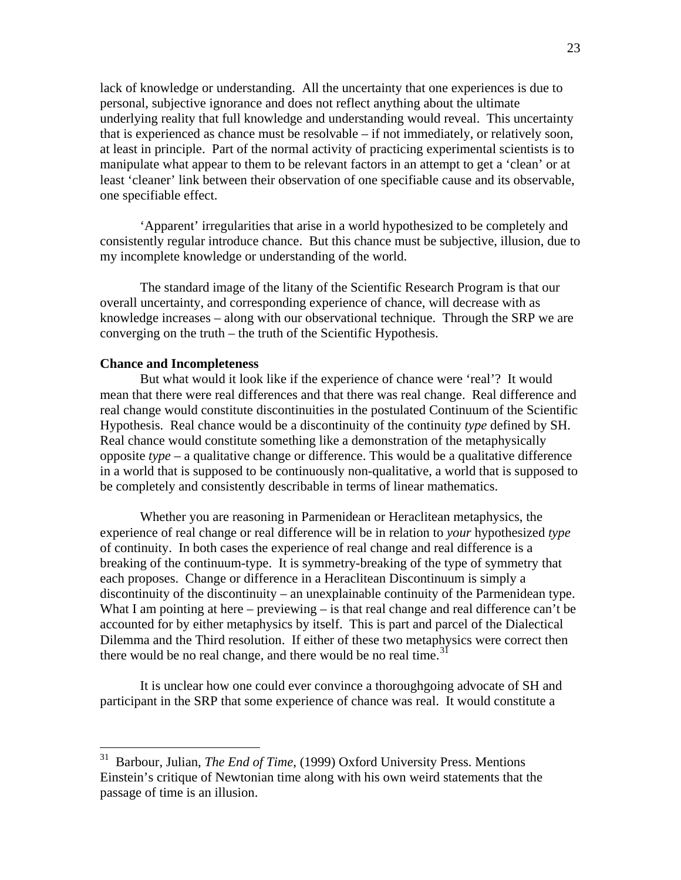lack of knowledge or understanding. All the uncertainty that one experiences is due to personal, subjective ignorance and does not reflect anything about the ultimate underlying reality that full knowledge and understanding would reveal. This uncertainty that is experienced as chance must be resolvable – if not immediately, or relatively soon, at least in principle. Part of the normal activity of practicing experimental scientists is to manipulate what appear to them to be relevant factors in an attempt to get a 'clean' or at least 'cleaner' link between their observation of one specifiable cause and its observable, one specifiable effect.

'Apparent' irregularities that arise in a world hypothesized to be completely and consistently regular introduce chance. But this chance must be subjective, illusion, due to my incomplete knowledge or understanding of the world.

The standard image of the litany of the Scientific Research Program is that our overall uncertainty, and corresponding experience of chance, will decrease with as knowledge increases – along with our observational technique. Through the SRP we are converging on the truth – the truth of the Scientific Hypothesis.

**Chance and Incompleteness**

But what would it look like if the experience of chance were 'real'? It would mean that there were real differences and that there was real change. Real difference and real change would constitute discontinuities in the postulated Continuum of the Scientific Hypothesis. Real chance would be a discontinuity of the continuity *type* defined by SH. Real chance would constitute something like a demonstration of the metaphysically opposite *type* – a qualitative change or difference. This would be a qualitative difference in a world that is supposed to be continuously non-qualitative, a world that is supposed to be completely and consistently describable in terms of linear mathematics.

Whether you are reasoning in Parmenidean or Heraclitean metaphysics, the experience of real change or real difference will be in relation to *your* hypothesized *type* of continuity. In both cases the experience of real change and real difference is a breaking of the continuum-type. It is symmetry-breaking of the type of symmetry that each proposes. Change or difference in a Heraclitean Discontinuum is simply a discontinuity of the discontinuity – an unexplainable continuity of the Parmenidean type. What I am pointing at here – previewing – is that real change and real difference can't be accounted for by either metaphysics by itself. This is part and parcel of the Dialectical Dilemma and the Third resolution. If either of these two metaphysics were correct then there would be no real change, and there would be no real time.[31]

It is unclear how one could ever convince a thoroughgoing advocate of SH and participant in the SRP that some experience of chance was real. It would constitute a

---

[31] Barbour, Julian, *The End of Time*, (1999) Oxford University Press. Mentions Einstein's critique of Newtonian time along with his own weird statements that the passage of time is an illusion.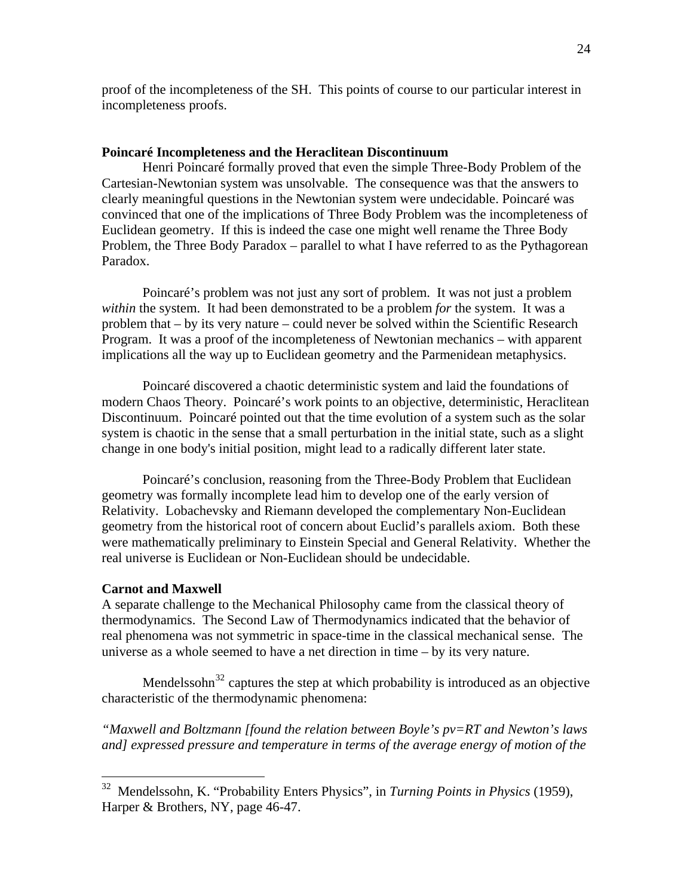proof of the incompleteness of the SH. This points of course to our particular interest in incompleteness proofs.

### Poincaré Incompleteness and the Heraclitean Discontinuum

Henri Poincaré formally proved that even the simple Three-Body Problem of the Cartesian-Newtonian system was unsolvable. The consequence was that the answers to clearly meaningful questions in the Newtonian system were undecidable. Poincaré was convinced that one of the implications of Three Body Problem was the incompleteness of Euclidean geometry. If this is indeed the case one might well rename the Three Body Problem, the Three Body Paradox – parallel to what I have referred to as the Pythagorean Paradox.

Poincaré's problem was not just any sort of problem. It was not just a problem *within* the system. It had been demonstrated to be a problem *for* the system. It was a problem that – by its very nature – could never be solved within the Scientific Research Program. It was a proof of the incompleteness of Newtonian mechanics – with apparent implications all the way up to Euclidean geometry and the Parmenidean metaphysics.

Poincaré discovered a chaotic deterministic system and laid the foundations of modern Chaos Theory. Poincaré's work points to an objective, deterministic, Heraclitean Discontinuum. Poincaré pointed out that the time evolution of a system such as the solar system is chaotic in the sense that a small perturbation in the initial state, such as a slight change in one body's initial position, might lead to a radically different later state.

Poincaré's conclusion, reasoning from the Three-Body Problem that Euclidean geometry was formally incomplete lead him to develop one of the early version of Relativity. Lobachevsky and Riemann developed the complementary Non-Euclidean geometry from the historical root of concern about Euclid's parallels axiom. Both these were mathematically preliminary to Einstein Special and General Relativity. Whether the real universe is Euclidean or Non-Euclidean should be undecidable.

### Carnot and Maxwell

A separate challenge to the Mechanical Philosophy came from the classical theory of thermodynamics. The Second Law of Thermodynamics indicated that the behavior of real phenomena was not symmetric in space-time in the classical mechanical sense. The universe as a whole seemed to have a net direction in time – by its very nature.

Mendelssohn[32] captures the step at which probability is introduced as an objective characteristic of the thermodynamic phenomena:

*"Maxwell and Boltzmann [found the relation between Boyle's pv=RT and Newton's laws and] expressed pressure and temperature in terms of the average energy of motion of the*

---

[32] Mendelssohn, K. "Probability Enters Physics", in *Turning Points in Physics* (1959), Harper & Brothers, NY, page 46-47.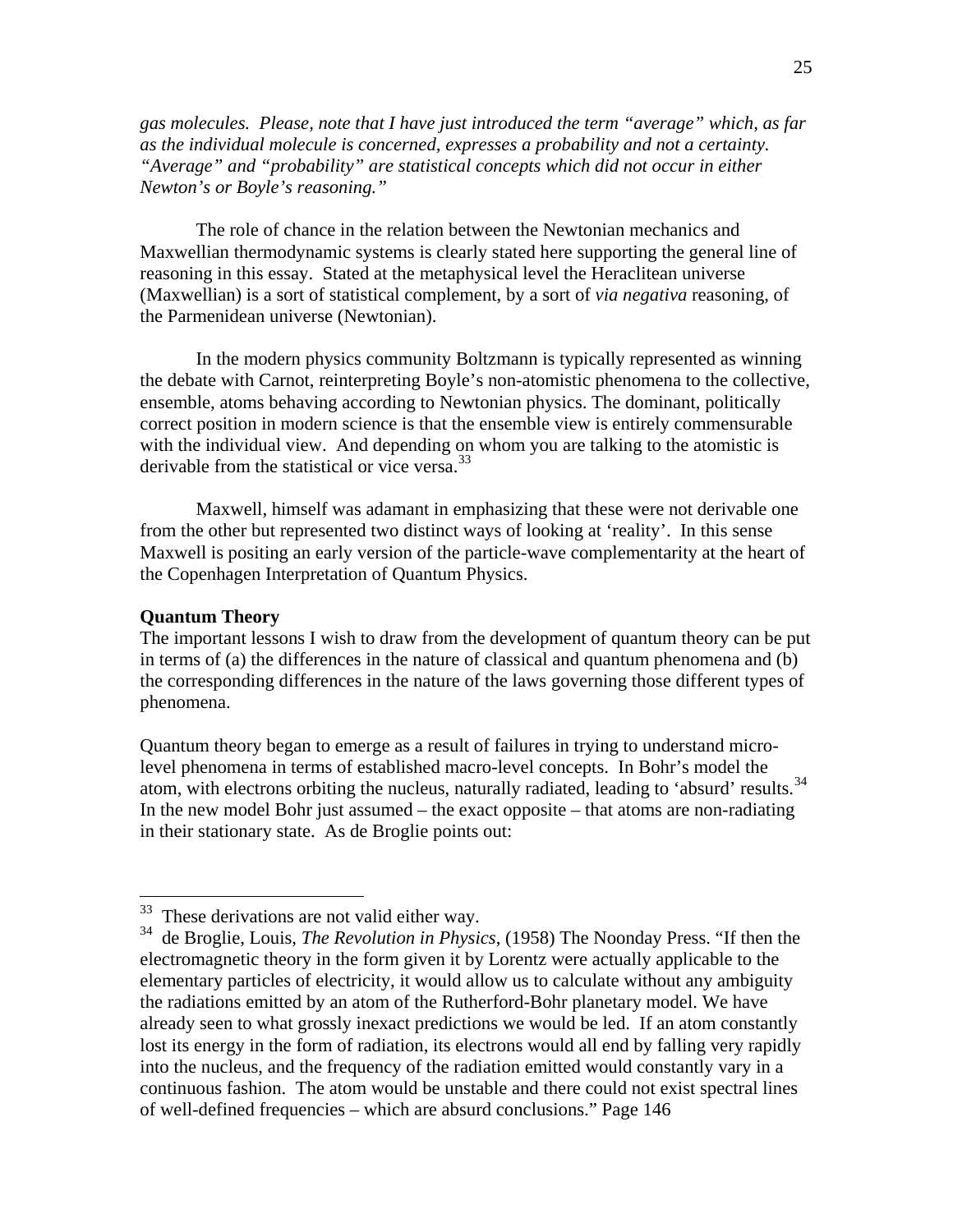*gas molecules. Please, note that I have just introduced the term "average" which, as far as the individual molecule is concerned, expresses a probability and not a certainty. "Average" and "probability" are statistical concepts which did not occur in either Newton's or Boyle's reasoning."*

The role of chance in the relation between the Newtonian mechanics and Maxwellian thermodynamic systems is clearly stated here supporting the general line of reasoning in this essay. Stated at the metaphysical level the Heraclitean universe (Maxwellian) is a sort of statistical complement, by a sort of *via negativa* reasoning, of the Parmenidean universe (Newtonian).

In the modern physics community Boltzmann is typically represented as winning the debate with Carnot, reinterpreting Boyle's non-atomistic phenomena to the collective, ensemble, atoms behaving according to Newtonian physics. The dominant, politically correct position in modern science is that the ensemble view is entirely commensurable with the individual view. And depending on whom you are talking to the atomistic is derivable from the statistical or vice versa.[33]

Maxwell, himself was adamant in emphasizing that these were not derivable one from the other but represented two distinct ways of looking at 'reality'. In this sense Maxwell is positing an early version of the particle-wave complementarity at the heart of the Copenhagen Interpretation of Quantum Physics.

**Quantum Theory**

The important lessons I wish to draw from the development of quantum theory can be put in terms of (a) the differences in the nature of classical and quantum phenomena and (b) the corresponding differences in the nature of the laws governing those different types of phenomena.

Quantum theory began to emerge as a result of failures in trying to understand micro-level phenomena in terms of established macro-level concepts. In Bohr's model the atom, with electrons orbiting the nucleus, naturally radiated, leading to 'absurd' results.[34] In the new model Bohr just assumed – the exact opposite – that atoms are non-radiating in their stationary state. As de Broglie points out:

---

[33] These derivations are not valid either way.

[34] de Broglie, Louis, *The Revolution in Physics*, (1958) The Noonday Press. "If then the electromagnetic theory in the form given it by Lorentz were actually applicable to the elementary particles of electricity, it would allow us to calculate without any ambiguity the radiations emitted by an atom of the Rutherford-Bohr planetary model. We have already seen to what grossly inexact predictions we would be led. If an atom constantly lost its energy in the form of radiation, its electrons would all end by falling very rapidly into the nucleus, and the frequency of the radiation emitted would constantly vary in a continuous fashion. The atom would be unstable and there could not exist spectral lines of well-defined frequencies – which are absurd conclusions." Page 146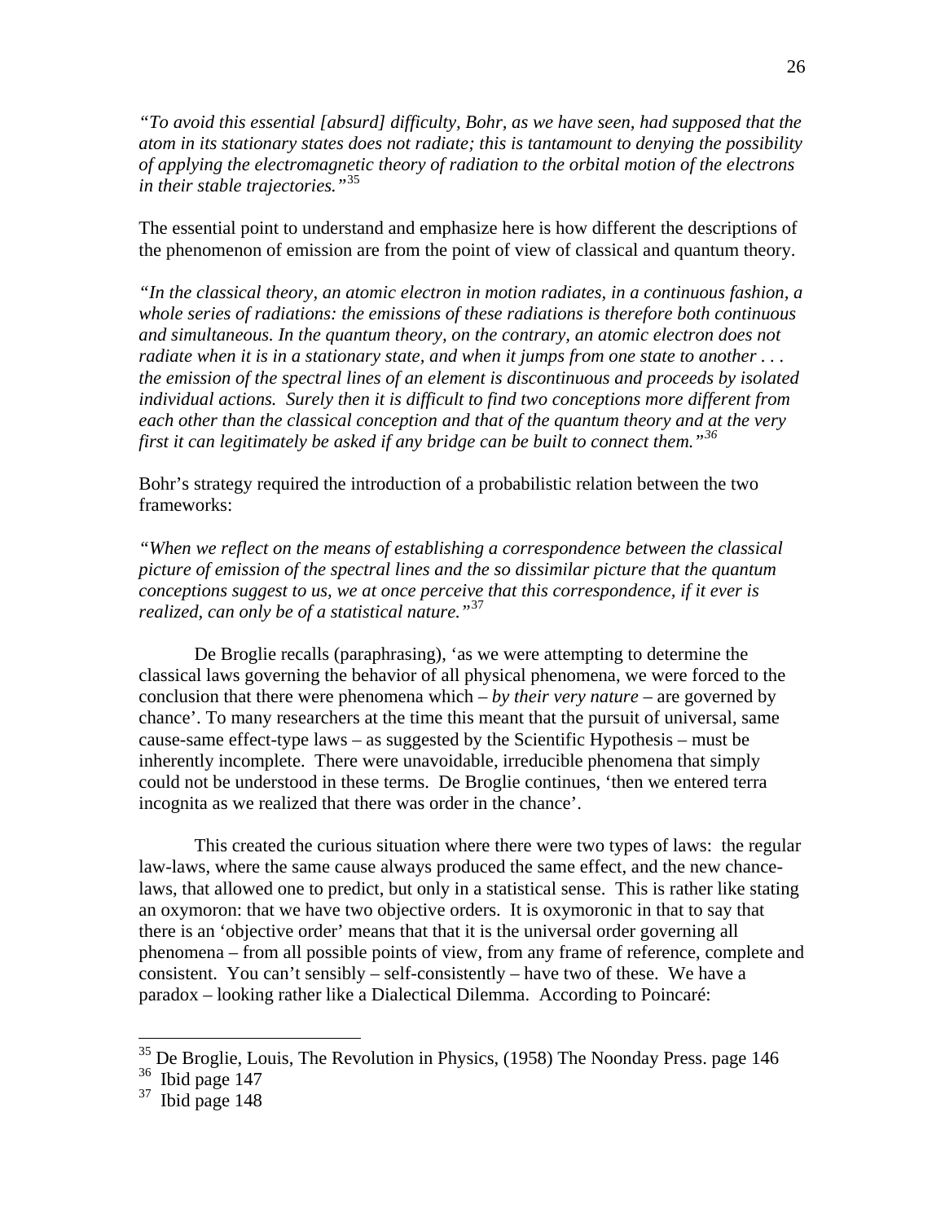*"To avoid this essential [absurd] difficulty, Bohr, as we have seen, had supposed that the atom in its stationary states does not radiate; this is tantamount to denying the possibility of applying the electromagnetic theory of radiation to the orbital motion of the electrons in their stable trajectories."*[35]

The essential point to understand and emphasize here is how different the descriptions of the phenomenon of emission are from the point of view of classical and quantum theory.

*"In the classical theory, an atomic electron in motion radiates, in a continuous fashion, a whole series of radiations: the emissions of these radiations is therefore both continuous and simultaneous. In the quantum theory, on the contrary, an atomic electron does not radiate when it is in a stationary state, and when it jumps from one state to another . . . the emission of the spectral lines of an element is discontinuous and proceeds by isolated individual actions. Surely then it is difficult to find two conceptions more different from each other than the classical conception and that of the quantum theory and at the very first it can legitimately be asked if any bridge can be built to connect them."*[36]

Bohr's strategy required the introduction of a probabilistic relation between the two frameworks:

*"When we reflect on the means of establishing a correspondence between the classical picture of emission of the spectral lines and the so dissimilar picture that the quantum conceptions suggest to us, we at once perceive that this correspondence, if it ever is realized, can only be of a statistical nature."*[37]

De Broglie recalls (paraphrasing), 'as we were attempting to determine the classical laws governing the behavior of all physical phenomena, we were forced to the conclusion that there were phenomena which – *by their very nature* – are governed by chance'. To many researchers at the time this meant that the pursuit of universal, same cause-same effect-type laws – as suggested by the Scientific Hypothesis – must be inherently incomplete. There were unavoidable, irreducible phenomena that simply could not be understood in these terms. De Broglie continues, 'then we entered terra incognita as we realized that there was order in the chance'.

This created the curious situation where there were two types of laws: the regular law-laws, where the same cause always produced the same effect, and the new chance-laws, that allowed one to predict, but only in a statistical sense. This is rather like stating an oxymoron: that we have two objective orders. It is oxymoronic in that to say that there is an 'objective order' means that that it is the universal order governing all phenomena – from all possible points of view, from any frame of reference, complete and consistent. You can't sensibly – self-consistently – have two of these. We have a paradox – looking rather like a Dialectical Dilemma. According to Poincaré:

---

[35] De Broglie, Louis, The Revolution in Physics, (1958) The Noonday Press. page 146

[36] Ibid page 147

[37] Ibid page 148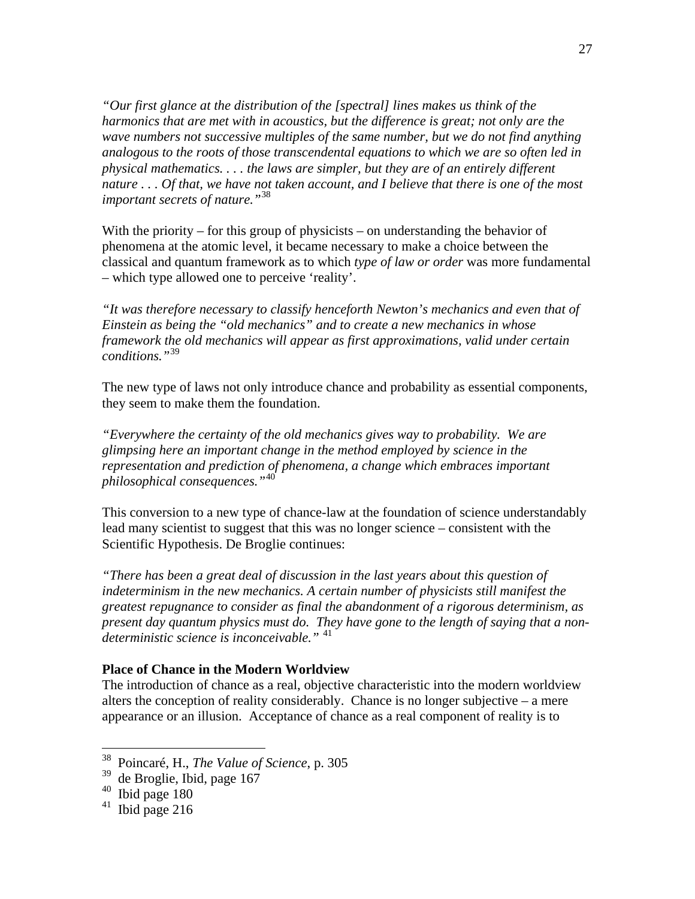*"Our first glance at the distribution of the [spectral] lines makes us think of the harmonics that are met with in acoustics, but the difference is great; not only are the wave numbers not successive multiples of the same number, but we do not find anything analogous to the roots of those transcendental equations to which we are so often led in physical mathematics. . . . the laws are simpler, but they are of an entirely different nature . . . Of that, we have not taken account, and I believe that there is one of the most important secrets of nature."*[38]

With the priority – for this group of physicists – on understanding the behavior of phenomena at the atomic level, it became necessary to make a choice between the classical and quantum framework as to which *type of law or order* was more fundamental – which type allowed one to perceive 'reality'.

*"It was therefore necessary to classify henceforth Newton's mechanics and even that of Einstein as being the "old mechanics" and to create a new mechanics in whose framework the old mechanics will appear as first approximations, valid under certain conditions."*[39]

The new type of laws not only introduce chance and probability as essential components, they seem to make them the foundation.

*"Everywhere the certainty of the old mechanics gives way to probability. We are glimpsing here an important change in the method employed by science in the representation and prediction of phenomena, a change which embraces important philosophical consequences."*[40]

This conversion to a new type of chance-law at the foundation of science understandably lead many scientist to suggest that this was no longer science – consistent with the Scientific Hypothesis. De Broglie continues:

*"There has been a great deal of discussion in the last years about this question of indeterminism in the new mechanics. A certain number of physicists still manifest the greatest repugnance to consider as final the abandonment of a rigorous determinism, as present day quantum physics must do. They have gone to the length of saying that a non-deterministic science is inconceivable."* [41]

**Place of Chance in the Modern Worldview**

The introduction of chance as a real, objective characteristic into the modern worldview alters the conception of reality considerably. Chance is no longer subjective – a mere appearance or an illusion. Acceptance of chance as a real component of reality is to

---

[38] Poincaré, H., *The Value of Science*, p. 305

[39] de Broglie, Ibid, page 167

[40] Ibid page 180

[41] Ibid page 216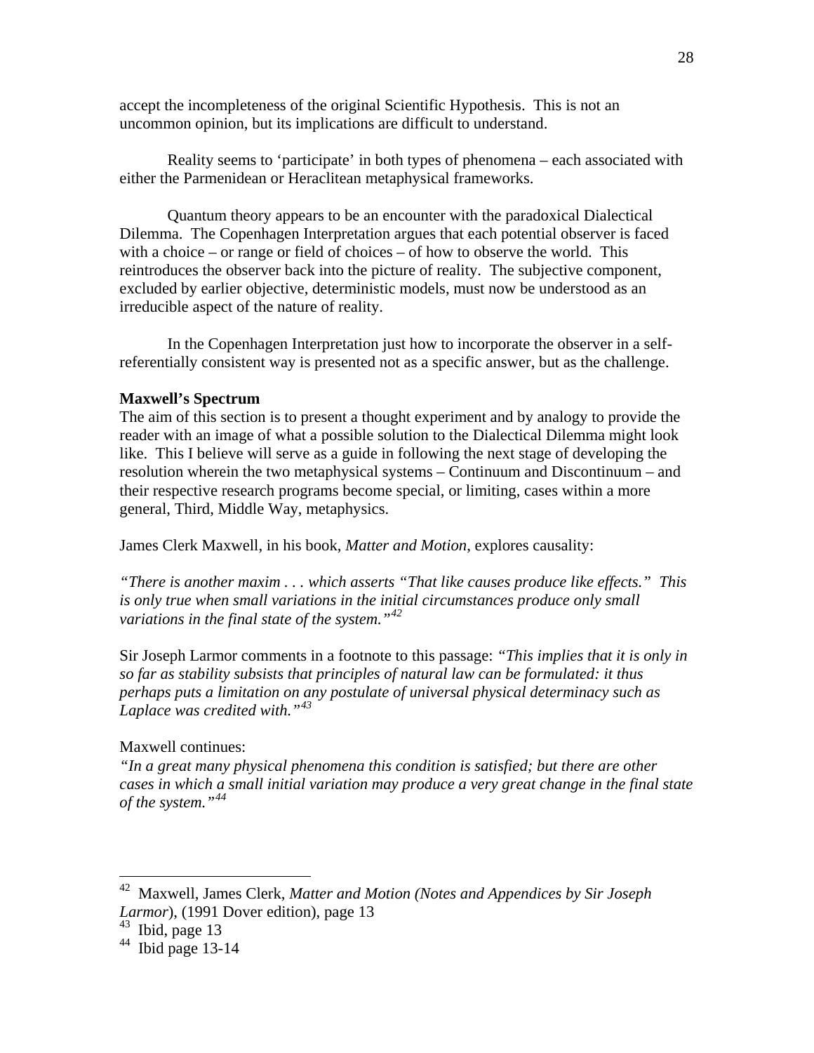accept the incompleteness of the original Scientific Hypothesis. This is not an uncommon opinion, but its implications are difficult to understand.

Reality seems to 'participate' in both types of phenomena – each associated with either the Parmenidean or Heraclitean metaphysical frameworks.

Quantum theory appears to be an encounter with the paradoxical Dialectical Dilemma. The Copenhagen Interpretation argues that each potential observer is faced with a choice – or range or field of choices – of how to observe the world. This reintroduces the observer back into the picture of reality. The subjective component, excluded by earlier objective, deterministic models, must now be understood as an irreducible aspect of the nature of reality.

In the Copenhagen Interpretation just how to incorporate the observer in a self-referentially consistent way is presented not as a specific answer, but as the challenge.

**Maxwell's Spectrum**

The aim of this section is to present a thought experiment and by analogy to provide the reader with an image of what a possible solution to the Dialectical Dilemma might look like. This I believe will serve as a guide in following the next stage of developing the resolution wherein the two metaphysical systems – Continuum and Discontinuum – and their respective research programs become special, or limiting, cases within a more general, Third, Middle Way, metaphysics.

James Clerk Maxwell, in his book, *Matter and Motion,* explores causality:

*"There is another maxim . . . which asserts "That like causes produce like effects." This is only true when small variations in the initial circumstances produce only small variations in the final state of the system."*[42]

Sir Joseph Larmor comments in a footnote to this passage: *"This implies that it is only in so far as stability subsists that principles of natural law can be formulated: it thus perhaps puts a limitation on any postulate of universal physical determinacy such as Laplace was credited with."*[43]

Maxwell continues:
*"In a great many physical phenomena this condition is satisfied; but there are other cases in which a small initial variation may produce a very great change in the final state of the system."*[44]

---

[42] Maxwell, James Clerk, *Matter and Motion (Notes and Appendices by Sir Joseph Larmor*), (1991 Dover edition), page 13

[43] Ibid, page 13

[44] Ibid page 13-14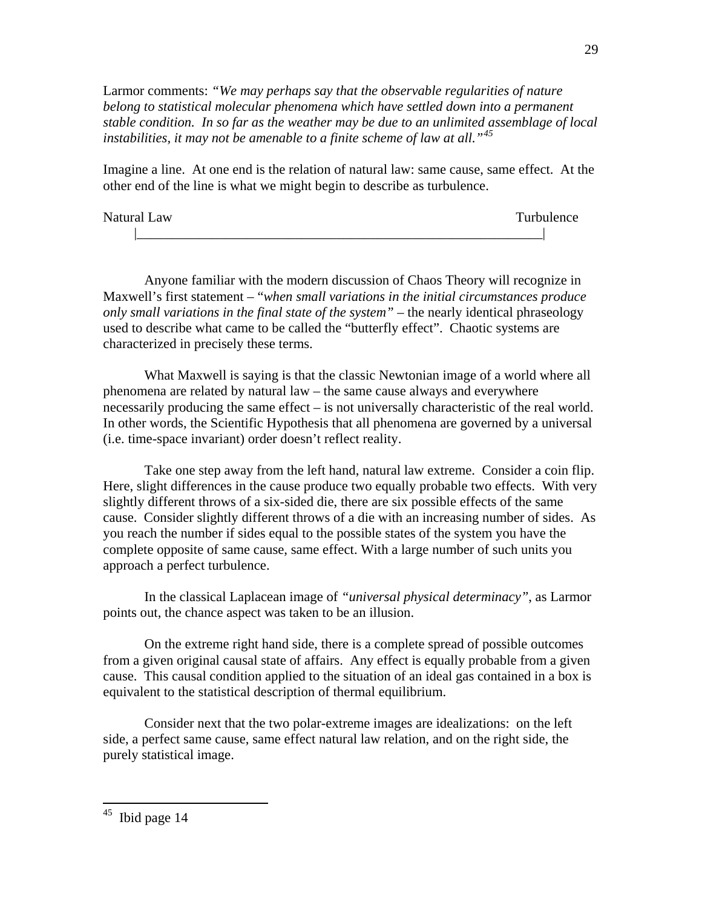Larmor comments: *"We may perhaps say that the observable regularities of nature belong to statistical molecular phenomena which have settled down into a permanent stable condition. In so far as the weather may be due to an unlimited assemblage of local instabilities, it may not be amenable to a finite scheme of law at all."*[45]

Imagine a line. At one end is the relation of natural law: same cause, same effect. At the other end of the line is what we might begin to describe as turbulence.

```
Natural Law                                                        Turbulence
      |____________________________________________________________|
```

Anyone familiar with the modern discussion of Chaos Theory will recognize in Maxwell's first statement – "*when small variations in the initial circumstances produce only small variations in the final state of the system"* – the nearly identical phraseology used to describe what came to be called the "butterfly effect". Chaotic systems are characterized in precisely these terms.

What Maxwell is saying is that the classic Newtonian image of a world where all phenomena are related by natural law – the same cause always and everywhere necessarily producing the same effect – is not universally characteristic of the real world. In other words, the Scientific Hypothesis that all phenomena are governed by a universal (i.e. time-space invariant) order doesn't reflect reality.

Take one step away from the left hand, natural law extreme. Consider a coin flip. Here, slight differences in the cause produce two equally probable two effects. With very slightly different throws of a six-sided die, there are six possible effects of the same cause. Consider slightly different throws of a die with an increasing number of sides. As you reach the number if sides equal to the possible states of the system you have the complete opposite of same cause, same effect. With a large number of such units you approach a perfect turbulence.

In the classical Laplacean image of *"universal physical determinacy"*, as Larmor points out, the chance aspect was taken to be an illusion.

On the extreme right hand side, there is a complete spread of possible outcomes from a given original causal state of affairs. Any effect is equally probable from a given cause. This causal condition applied to the situation of an ideal gas contained in a box is equivalent to the statistical description of thermal equilibrium.

Consider next that the two polar-extreme images are idealizations: on the left side, a perfect same cause, same effect natural law relation, and on the right side, the purely statistical image.

---

[45] Ibid page 14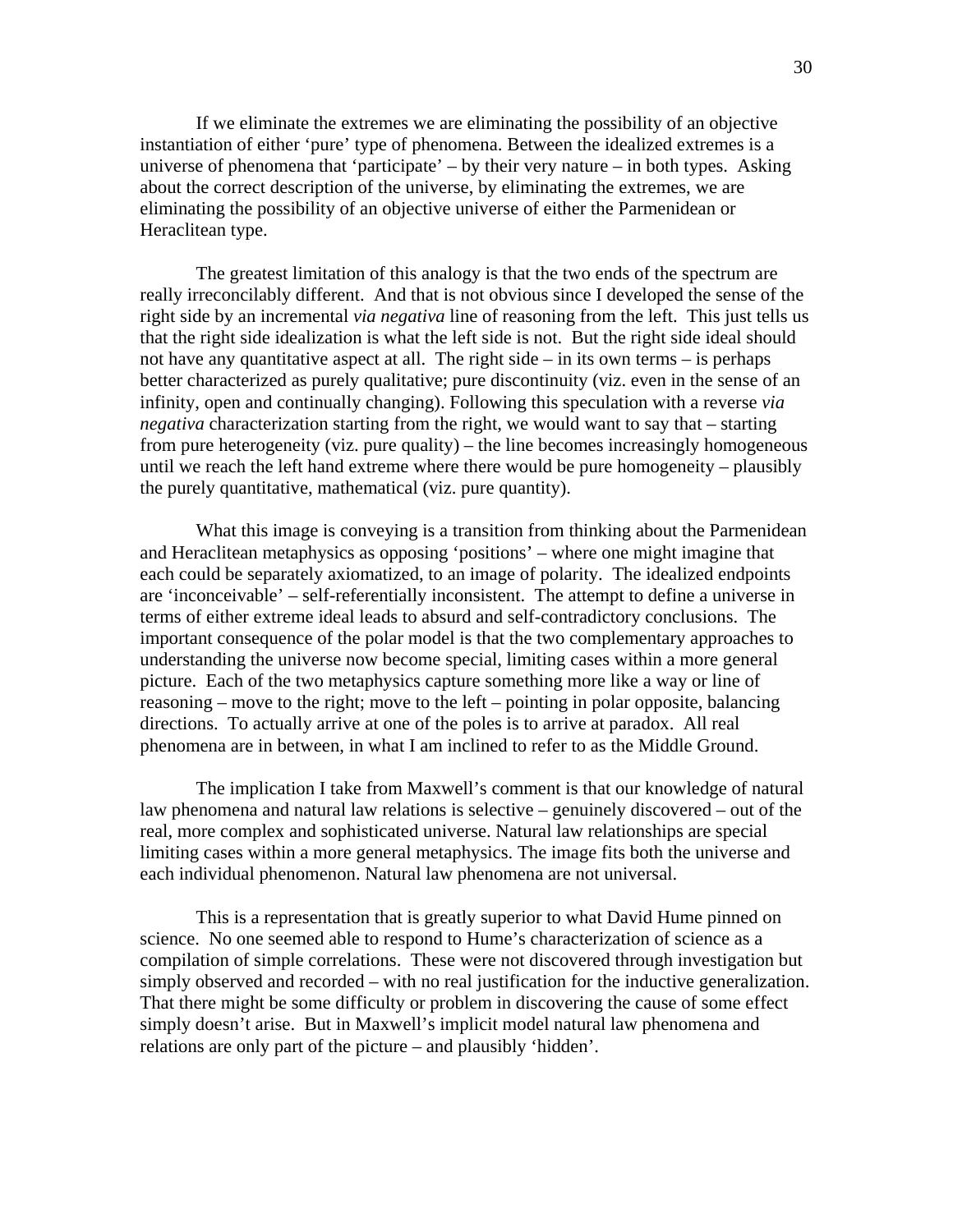If we eliminate the extremes we are eliminating the possibility of an objective instantiation of either 'pure' type of phenomena. Between the idealized extremes is a universe of phenomena that 'participate' – by their very nature – in both types. Asking about the correct description of the universe, by eliminating the extremes, we are eliminating the possibility of an objective universe of either the Parmenidean or Heraclitean type.

The greatest limitation of this analogy is that the two ends of the spectrum are really irreconcilably different. And that is not obvious since I developed the sense of the right side by an incremental *via negativa* line of reasoning from the left. This just tells us that the right side idealization is what the left side is not. But the right side ideal should not have any quantitative aspect at all. The right side – in its own terms – is perhaps better characterized as purely qualitative; pure discontinuity (viz. even in the sense of an infinity, open and continually changing). Following this speculation with a reverse *via negativa* characterization starting from the right, we would want to say that – starting from pure heterogeneity (viz. pure quality) – the line becomes increasingly homogeneous until we reach the left hand extreme where there would be pure homogeneity – plausibly the purely quantitative, mathematical (viz. pure quantity).

What this image is conveying is a transition from thinking about the Parmenidean and Heraclitean metaphysics as opposing 'positions' – where one might imagine that each could be separately axiomatized, to an image of polarity. The idealized endpoints are 'inconceivable' – self-referentially inconsistent. The attempt to define a universe in terms of either extreme ideal leads to absurd and self-contradictory conclusions. The important consequence of the polar model is that the two complementary approaches to understanding the universe now become special, limiting cases within a more general picture. Each of the two metaphysics capture something more like a way or line of reasoning – move to the right; move to the left – pointing in polar opposite, balancing directions. To actually arrive at one of the poles is to arrive at paradox. All real phenomena are in between, in what I am inclined to refer to as the Middle Ground.

The implication I take from Maxwell's comment is that our knowledge of natural law phenomena and natural law relations is selective – genuinely discovered – out of the real, more complex and sophisticated universe. Natural law relationships are special limiting cases within a more general metaphysics. The image fits both the universe and each individual phenomenon. Natural law phenomena are not universal.

This is a representation that is greatly superior to what David Hume pinned on science. No one seemed able to respond to Hume's characterization of science as a compilation of simple correlations. These were not discovered through investigation but simply observed and recorded – with no real justification for the inductive generalization. That there might be some difficulty or problem in discovering the cause of some effect simply doesn't arise. But in Maxwell's implicit model natural law phenomena and relations are only part of the picture – and plausibly 'hidden'.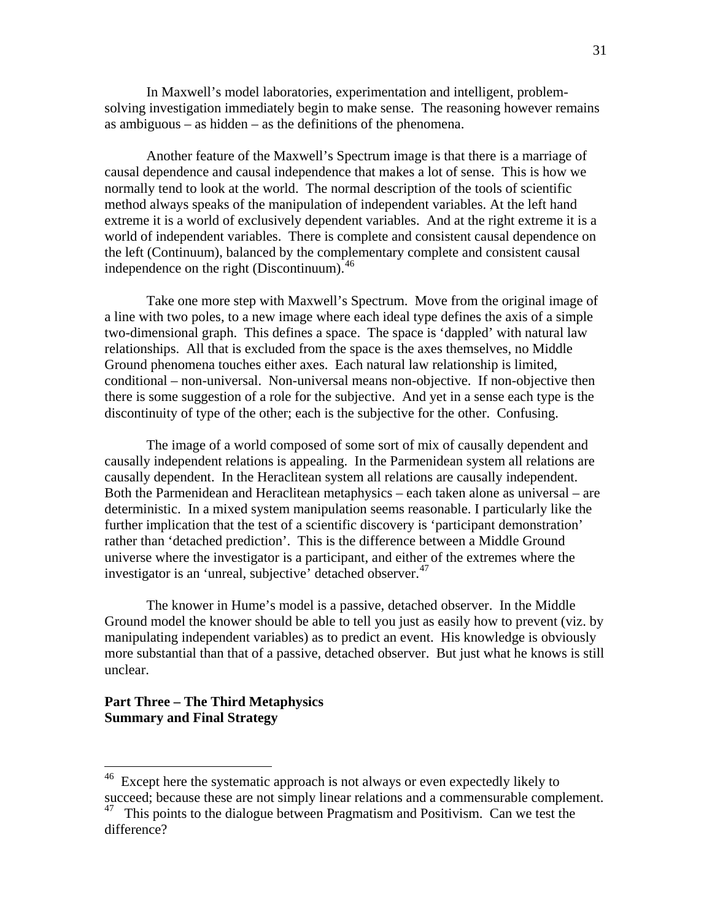In Maxwell's model laboratories, experimentation and intelligent, problem-solving investigation immediately begin to make sense. The reasoning however remains as ambiguous – as hidden – as the definitions of the phenomena.

Another feature of the Maxwell's Spectrum image is that there is a marriage of causal dependence and causal independence that makes a lot of sense. This is how we normally tend to look at the world. The normal description of the tools of scientific method always speaks of the manipulation of independent variables. At the left hand extreme it is a world of exclusively dependent variables. And at the right extreme it is a world of independent variables. There is complete and consistent causal dependence on the left (Continuum), balanced by the complementary complete and consistent causal independence on the right (Discontinuum).[46]

Take one more step with Maxwell's Spectrum. Move from the original image of a line with two poles, to a new image where each ideal type defines the axis of a simple two-dimensional graph. This defines a space. The space is 'dappled' with natural law relationships. All that is excluded from the space is the axes themselves, no Middle Ground phenomena touches either axes. Each natural law relationship is limited, conditional – non-universal. Non-universal means non-objective. If non-objective then there is some suggestion of a role for the subjective. And yet in a sense each type is the discontinuity of type of the other; each is the subjective for the other. Confusing.

The image of a world composed of some sort of mix of causally dependent and causally independent relations is appealing. In the Parmenidean system all relations are causally dependent. In the Heraclitean system all relations are causally independent. Both the Parmenidean and Heraclitean metaphysics – each taken alone as universal – are deterministic. In a mixed system manipulation seems reasonable. I particularly like the further implication that the test of a scientific discovery is 'participant demonstration' rather than 'detached prediction'. This is the difference between a Middle Ground universe where the investigator is a participant, and either of the extremes where the investigator is an 'unreal, subjective' detached observer.[47]

The knower in Hume's model is a passive, detached observer. In the Middle Ground model the knower should be able to tell you just as easily how to prevent (viz. by manipulating independent variables) as to predict an event. His knowledge is obviously more substantial than that of a passive, detached observer. But just what he knows is still unclear.

**Part Three – The Third Metaphysics**
**Summary and Final Strategy**

---

[46] Except here the systematic approach is not always or even expectedly likely to succeed; because these are not simply linear relations and a commensurable complement.

[47] This points to the dialogue between Pragmatism and Positivism. Can we test the difference?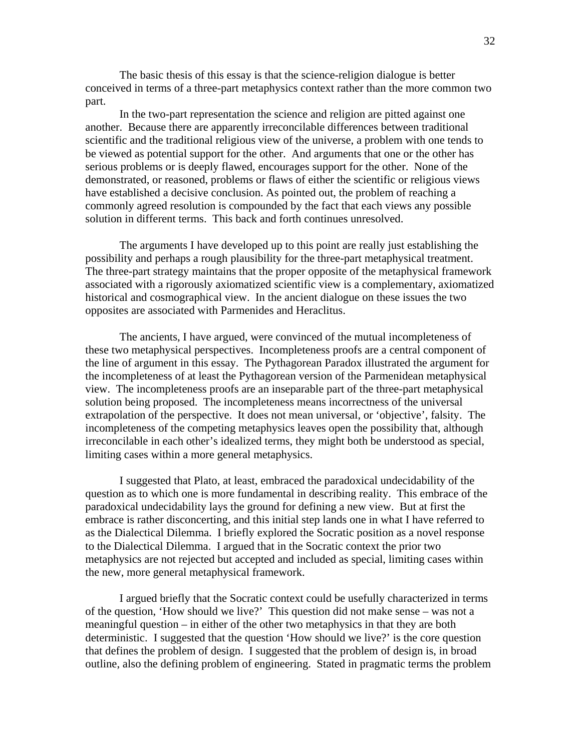The basic thesis of this essay is that the science-religion dialogue is better conceived in terms of a three-part metaphysics context rather than the more common two part.

In the two-part representation the science and religion are pitted against one another. Because there are apparently irreconcilable differences between traditional scientific and the traditional religious view of the universe, a problem with one tends to be viewed as potential support for the other. And arguments that one or the other has serious problems or is deeply flawed, encourages support for the other. None of the demonstrated, or reasoned, problems or flaws of either the scientific or religious views have established a decisive conclusion. As pointed out, the problem of reaching a commonly agreed resolution is compounded by the fact that each views any possible solution in different terms. This back and forth continues unresolved.

The arguments I have developed up to this point are really just establishing the possibility and perhaps a rough plausibility for the three-part metaphysical treatment. The three-part strategy maintains that the proper opposite of the metaphysical framework associated with a rigorously axiomatized scientific view is a complementary, axiomatized historical and cosmographical view. In the ancient dialogue on these issues the two opposites are associated with Parmenides and Heraclitus.

The ancients, I have argued, were convinced of the mutual incompleteness of these two metaphysical perspectives. Incompleteness proofs are a central component of the line of argument in this essay. The Pythagorean Paradox illustrated the argument for the incompleteness of at least the Pythagorean version of the Parmenidean metaphysical view. The incompleteness proofs are an inseparable part of the three-part metaphysical solution being proposed. The incompleteness means incorrectness of the universal extrapolation of the perspective. It does not mean universal, or 'objective', falsity. The incompleteness of the competing metaphysics leaves open the possibility that, although irreconcilable in each other's idealized terms, they might both be understood as special, limiting cases within a more general metaphysics.

I suggested that Plato, at least, embraced the paradoxical undecidability of the question as to which one is more fundamental in describing reality. This embrace of the paradoxical undecidability lays the ground for defining a new view. But at first the embrace is rather disconcerting, and this initial step lands one in what I have referred to as the Dialectical Dilemma. I briefly explored the Socratic position as a novel response to the Dialectical Dilemma. I argued that in the Socratic context the prior two metaphysics are not rejected but accepted and included as special, limiting cases within the new, more general metaphysical framework.

I argued briefly that the Socratic context could be usefully characterized in terms of the question, 'How should we live?' This question did not make sense – was not a meaningful question – in either of the other two metaphysics in that they are both deterministic. I suggested that the question 'How should we live?' is the core question that defines the problem of design. I suggested that the problem of design is, in broad outline, also the defining problem of engineering. Stated in pragmatic terms the problem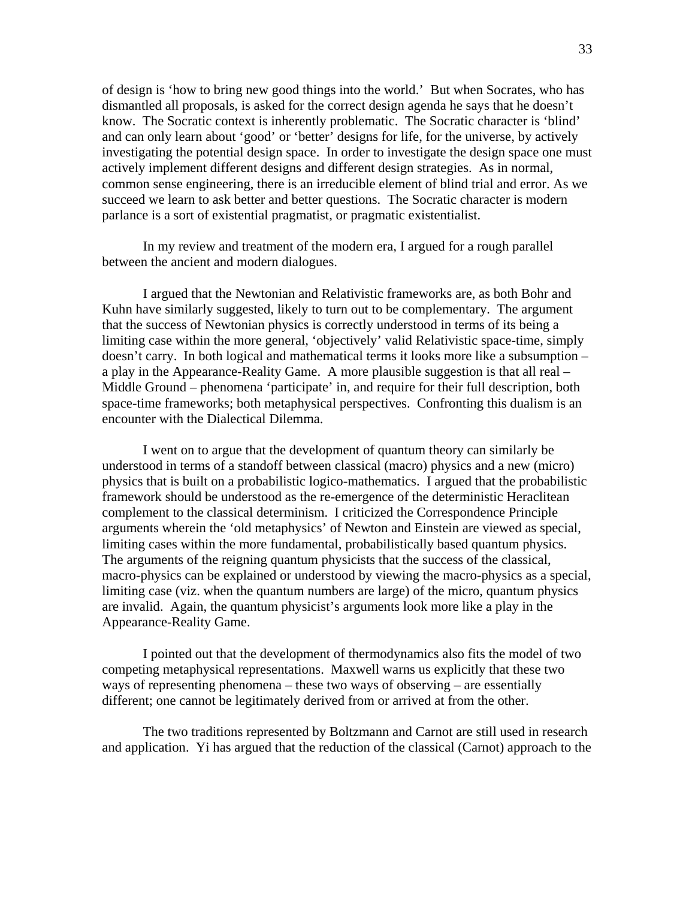of design is 'how to bring new good things into the world.' But when Socrates, who has dismantled all proposals, is asked for the correct design agenda he says that he doesn't know. The Socratic context is inherently problematic. The Socratic character is 'blind' and can only learn about 'good' or 'better' designs for life, for the universe, by actively investigating the potential design space. In order to investigate the design space one must actively implement different designs and different design strategies. As in normal, common sense engineering, there is an irreducible element of blind trial and error. As we succeed we learn to ask better and better questions. The Socratic character is modern parlance is a sort of existential pragmatist, or pragmatic existentialist.

In my review and treatment of the modern era, I argued for a rough parallel between the ancient and modern dialogues.

I argued that the Newtonian and Relativistic frameworks are, as both Bohr and Kuhn have similarly suggested, likely to turn out to be complementary. The argument that the success of Newtonian physics is correctly understood in terms of its being a limiting case within the more general, 'objectively' valid Relativistic space-time, simply doesn't carry. In both logical and mathematical terms it looks more like a subsumption – a play in the Appearance-Reality Game. A more plausible suggestion is that all real – Middle Ground – phenomena 'participate' in, and require for their full description, both space-time frameworks; both metaphysical perspectives. Confronting this dualism is an encounter with the Dialectical Dilemma.

I went on to argue that the development of quantum theory can similarly be understood in terms of a standoff between classical (macro) physics and a new (micro) physics that is built on a probabilistic logico-mathematics. I argued that the probabilistic framework should be understood as the re-emergence of the deterministic Heraclitean complement to the classical determinism. I criticized the Correspondence Principle arguments wherein the 'old metaphysics' of Newton and Einstein are viewed as special, limiting cases within the more fundamental, probabilistically based quantum physics. The arguments of the reigning quantum physicists that the success of the classical, macro-physics can be explained or understood by viewing the macro-physics as a special, limiting case (viz. when the quantum numbers are large) of the micro, quantum physics are invalid. Again, the quantum physicist's arguments look more like a play in the Appearance-Reality Game.

I pointed out that the development of thermodynamics also fits the model of two competing metaphysical representations. Maxwell warns us explicitly that these two ways of representing phenomena – these two ways of observing – are essentially different; one cannot be legitimately derived from or arrived at from the other.

The two traditions represented by Boltzmann and Carnot are still used in research and application. Yi has argued that the reduction of the classical (Carnot) approach to the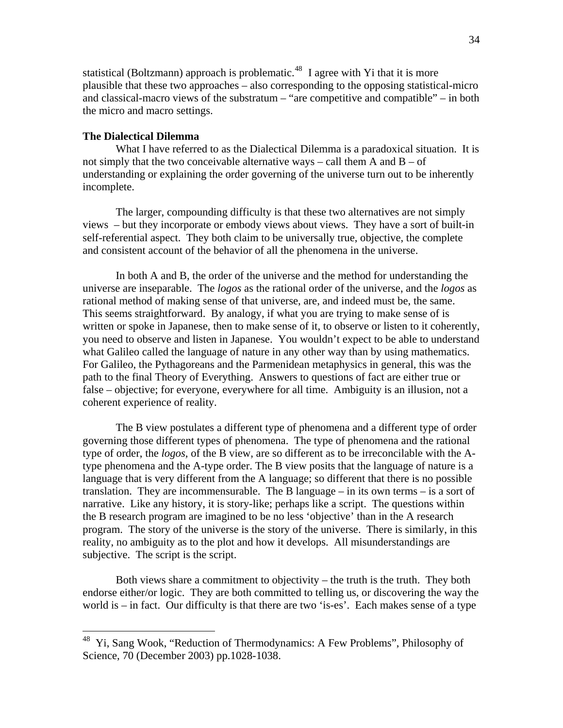statistical (Boltzmann) approach is problematic.[48] I agree with Yi that it is more plausible that these two approaches – also corresponding to the opposing statistical-micro and classical-macro views of the substratum – "are competitive and compatible" – in both the micro and macro settings.

**The Dialectical Dilemma**

What I have referred to as the Dialectical Dilemma is a paradoxical situation. It is not simply that the two conceivable alternative ways – call them A and B – of understanding or explaining the order governing of the universe turn out to be inherently incomplete.

The larger, compounding difficulty is that these two alternatives are not simply views – but they incorporate or embody views about views. They have a sort of built-in self-referential aspect. They both claim to be universally true, objective, the complete and consistent account of the behavior of all the phenomena in the universe.

In both A and B, the order of the universe and the method for understanding the universe are inseparable. The *logos* as the rational order of the universe, and the *logos* as rational method of making sense of that universe, are, and indeed must be, the same. This seems straightforward. By analogy, if what you are trying to make sense of is written or spoke in Japanese, then to make sense of it, to observe or listen to it coherently, you need to observe and listen in Japanese. You wouldn't expect to be able to understand what Galileo called the language of nature in any other way than by using mathematics. For Galileo, the Pythagoreans and the Parmenidean metaphysics in general, this was the path to the final Theory of Everything. Answers to questions of fact are either true or false – objective; for everyone, everywhere for all time. Ambiguity is an illusion, not a coherent experience of reality.

The B view postulates a different type of phenomena and a different type of order governing those different types of phenomena. The type of phenomena and the rational type of order, the *logos*, of the B view, are so different as to be irreconcilable with the A-type phenomena and the A-type order. The B view posits that the language of nature is a language that is very different from the A language; so different that there is no possible translation. They are incommensurable. The B language – in its own terms – is a sort of narrative. Like any history, it is story-like; perhaps like a script. The questions within the B research program are imagined to be no less 'objective' than in the A research program. The story of the universe is the story of the universe. There is similarly, in this reality, no ambiguity as to the plot and how it develops. All misunderstandings are subjective. The script is the script.

Both views share a commitment to objectivity – the truth is the truth. They both endorse either/or logic. They are both committed to telling us, or discovering the way the world is – in fact. Our difficulty is that there are two 'is-es'. Each makes sense of a type

---

[48] Yi, Sang Wook, "Reduction of Thermodynamics: A Few Problems", Philosophy of Science, 70 (December 2003) pp.1028-1038.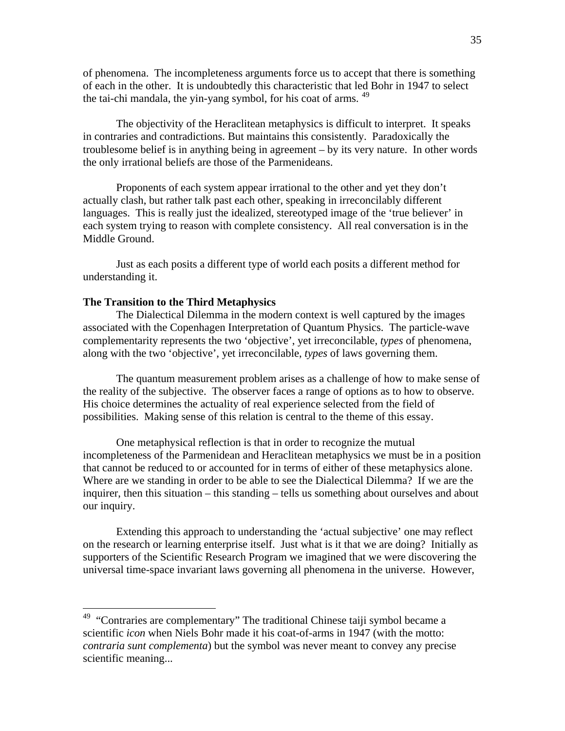of phenomena. The incompleteness arguments force us to accept that there is something of each in the other. It is undoubtedly this characteristic that led Bohr in 1947 to select the tai-chi mandala, the yin-yang symbol, for his coat of arms. [49]

The objectivity of the Heraclitean metaphysics is difficult to interpret. It speaks in contraries and contradictions. But maintains this consistently. Paradoxically the troublesome belief is in anything being in agreement – by its very nature. In other words the only irrational beliefs are those of the Parmenideans.

Proponents of each system appear irrational to the other and yet they don't actually clash, but rather talk past each other, speaking in irreconcilably different languages. This is really just the idealized, stereotyped image of the 'true believer' in each system trying to reason with complete consistency. All real conversation is in the Middle Ground.

Just as each posits a different type of world each posits a different method for understanding it.

**The Transition to the Third Metaphysics**

The Dialectical Dilemma in the modern context is well captured by the images associated with the Copenhagen Interpretation of Quantum Physics. The particle-wave complementarity represents the two 'objective', yet irreconcilable, *types* of phenomena, along with the two 'objective', yet irreconcilable, *types* of laws governing them.

The quantum measurement problem arises as a challenge of how to make sense of the reality of the subjective. The observer faces a range of options as to how to observe. His choice determines the actuality of real experience selected from the field of possibilities. Making sense of this relation is central to the theme of this essay.

One metaphysical reflection is that in order to recognize the mutual incompleteness of the Parmenidean and Heraclitean metaphysics we must be in a position that cannot be reduced to or accounted for in terms of either of these metaphysics alone. Where are we standing in order to be able to see the Dialectical Dilemma? If we are the inquirer, then this situation – this standing – tells us something about ourselves and about our inquiry.

Extending this approach to understanding the 'actual subjective' one may reflect on the research or learning enterprise itself. Just what is it that we are doing? Initially as supporters of the Scientific Research Program we imagined that we were discovering the universal time-space invariant laws governing all phenomena in the universe. However,

---

[49] "Contraries are complementary" The traditional Chinese taiji symbol became a scientific *icon* when Niels Bohr made it his coat-of-arms in 1947 (with the motto: *contraria sunt complementa*) but the symbol was never meant to convey any precise scientific meaning...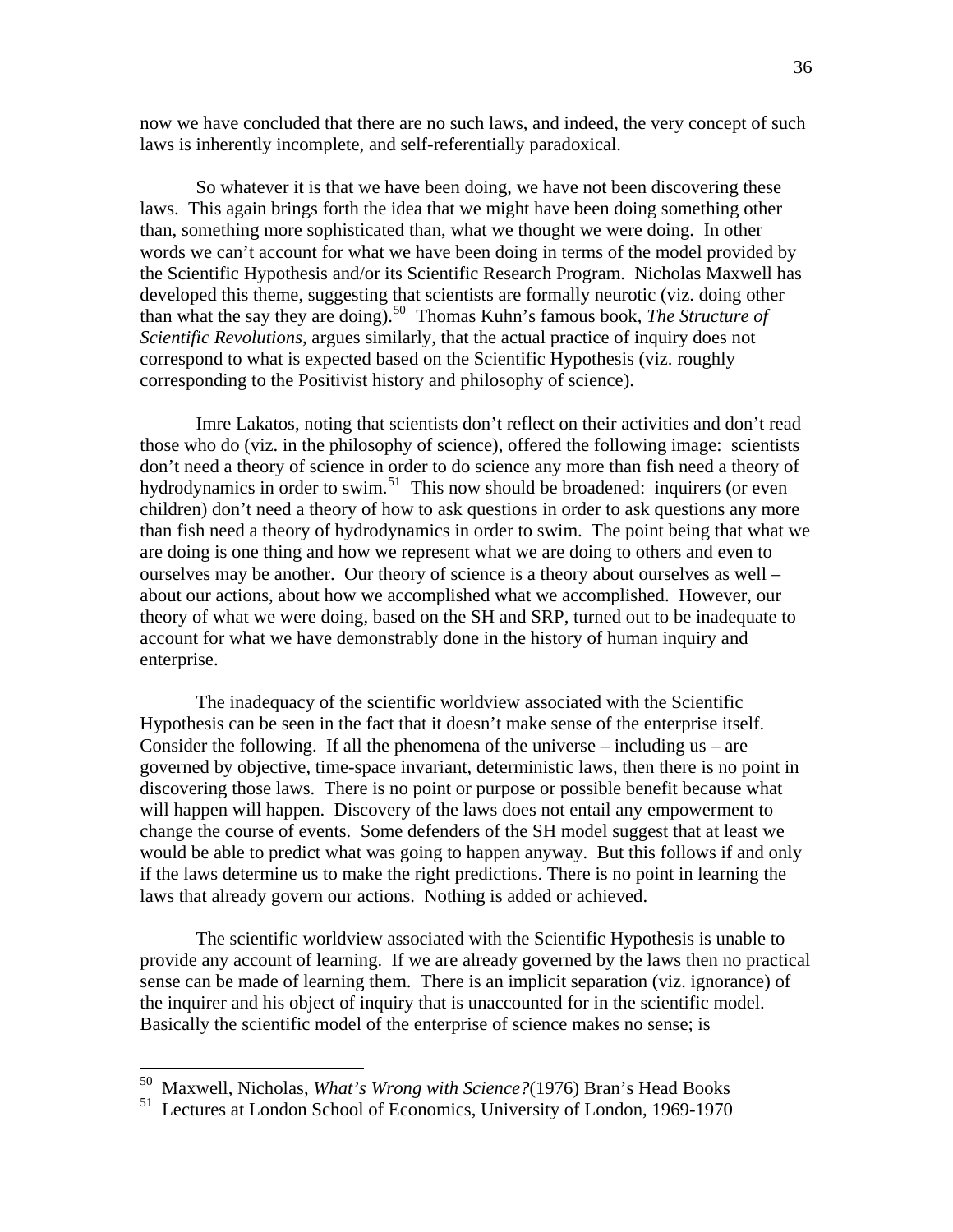now we have concluded that there are no such laws, and indeed, the very concept of such laws is inherently incomplete, and self-referentially paradoxical.

So whatever it is that we have been doing, we have not been discovering these laws. This again brings forth the idea that we might have been doing something other than, something more sophisticated than, what we thought we were doing. In other words we can't account for what we have been doing in terms of the model provided by the Scientific Hypothesis and/or its Scientific Research Program. Nicholas Maxwell has developed this theme, suggesting that scientists are formally neurotic (viz. doing other than what the say they are doing).[50] Thomas Kuhn's famous book, *The Structure of Scientific Revolutions*, argues similarly, that the actual practice of inquiry does not correspond to what is expected based on the Scientific Hypothesis (viz. roughly corresponding to the Positivist history and philosophy of science).

Imre Lakatos, noting that scientists don't reflect on their activities and don't read those who do (viz. in the philosophy of science), offered the following image: scientists don't need a theory of science in order to do science any more than fish need a theory of hydrodynamics in order to swim.[51] This now should be broadened: inquirers (or even children) don't need a theory of how to ask questions in order to ask questions any more than fish need a theory of hydrodynamics in order to swim. The point being that what we are doing is one thing and how we represent what we are doing to others and even to ourselves may be another. Our theory of science is a theory about ourselves as well – about our actions, about how we accomplished what we accomplished. However, our theory of what we were doing, based on the SH and SRP, turned out to be inadequate to account for what we have demonstrably done in the history of human inquiry and enterprise.

The inadequacy of the scientific worldview associated with the Scientific Hypothesis can be seen in the fact that it doesn't make sense of the enterprise itself. Consider the following. If all the phenomena of the universe – including us – are governed by objective, time-space invariant, deterministic laws, then there is no point in discovering those laws. There is no point or purpose or possible benefit because what will happen will happen. Discovery of the laws does not entail any empowerment to change the course of events. Some defenders of the SH model suggest that at least we would be able to predict what was going to happen anyway. But this follows if and only if the laws determine us to make the right predictions. There is no point in learning the laws that already govern our actions. Nothing is added or achieved.

The scientific worldview associated with the Scientific Hypothesis is unable to provide any account of learning. If we are already governed by the laws then no practical sense can be made of learning them. There is an implicit separation (viz. ignorance) of the inquirer and his object of inquiry that is unaccounted for in the scientific model. Basically the scientific model of the enterprise of science makes no sense; is

[50] Maxwell, Nicholas, *What's Wrong with Science?*(1976) Bran's Head Books

[51] Lectures at London School of Economics, University of London, 1969-1970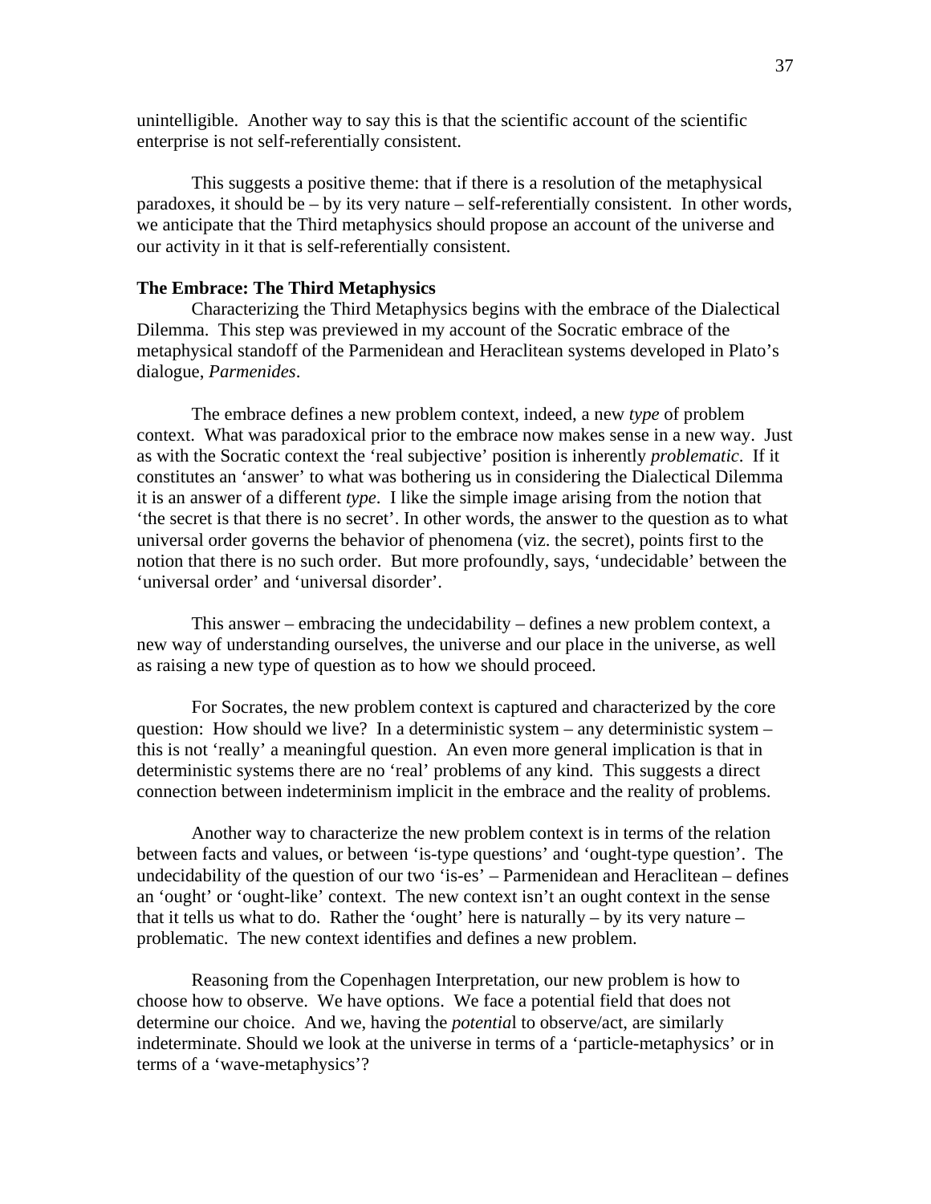unintelligible. Another way to say this is that the scientific account of the scientific enterprise is not self-referentially consistent.

This suggests a positive theme: that if there is a resolution of the metaphysical paradoxes, it should be – by its very nature – self-referentially consistent. In other words, we anticipate that the Third metaphysics should propose an account of the universe and our activity in it that is self-referentially consistent.

**The Embrace: The Third Metaphysics**

Characterizing the Third Metaphysics begins with the embrace of the Dialectical Dilemma. This step was previewed in my account of the Socratic embrace of the metaphysical standoff of the Parmenidean and Heraclitean systems developed in Plato's dialogue, *Parmenides*.

The embrace defines a new problem context, indeed, a new *type* of problem context. What was paradoxical prior to the embrace now makes sense in a new way. Just as with the Socratic context the 'real subjective' position is inherently *problematic*. If it constitutes an 'answer' to what was bothering us in considering the Dialectical Dilemma it is an answer of a different *type*. I like the simple image arising from the notion that 'the secret is that there is no secret'. In other words, the answer to the question as to what universal order governs the behavior of phenomena (viz. the secret), points first to the notion that there is no such order. But more profoundly, says, 'undecidable' between the 'universal order' and 'universal disorder'.

This answer – embracing the undecidability – defines a new problem context, a new way of understanding ourselves, the universe and our place in the universe, as well as raising a new type of question as to how we should proceed.

For Socrates, the new problem context is captured and characterized by the core question: How should we live? In a deterministic system – any deterministic system – this is not 'really' a meaningful question. An even more general implication is that in deterministic systems there are no 'real' problems of any kind. This suggests a direct connection between indeterminism implicit in the embrace and the reality of problems.

Another way to characterize the new problem context is in terms of the relation between facts and values, or between 'is-type questions' and 'ought-type question'. The undecidability of the question of our two 'is-es' – Parmenidean and Heraclitean – defines an 'ought' or 'ought-like' context. The new context isn't an ought context in the sense that it tells us what to do. Rather the 'ought' here is naturally – by its very nature – problematic. The new context identifies and defines a new problem.

Reasoning from the Copenhagen Interpretation, our new problem is how to choose how to observe. We have options. We face a potential field that does not determine our choice. And we, having the *potentia*l to observe/act, are similarly indeterminate. Should we look at the universe in terms of a 'particle-metaphysics' or in terms of a 'wave-metaphysics'?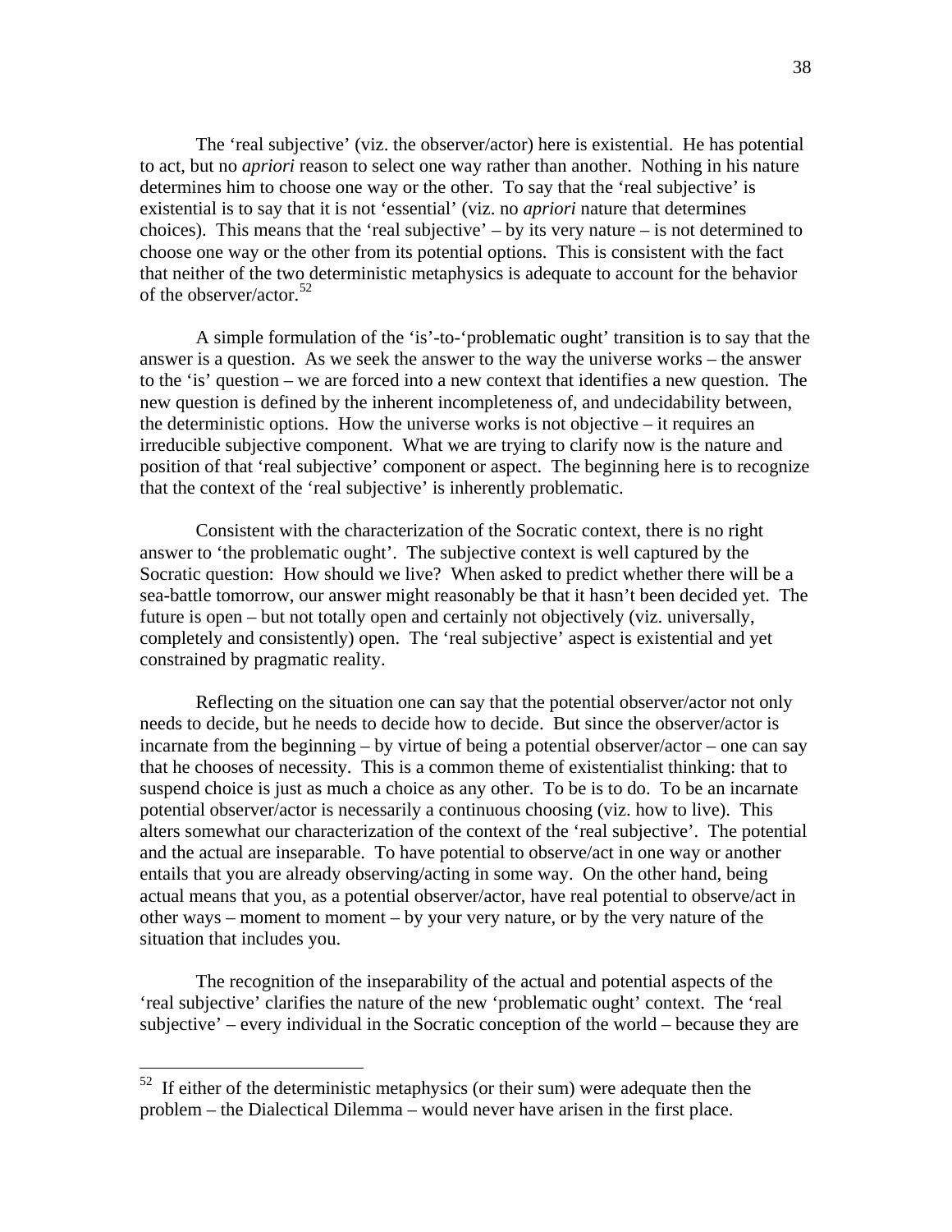The 'real subjective' (viz. the observer/actor) here is existential. He has potential to act, but no *apriori* reason to select one way rather than another. Nothing in his nature determines him to choose one way or the other. To say that the 'real subjective' is existential is to say that it is not 'essential' (viz. no *apriori* nature that determines choices). This means that the 'real subjective' – by its very nature – is not determined to choose one way or the other from its potential options. This is consistent with the fact that neither of the two deterministic metaphysics is adequate to account for the behavior of the observer/actor.[52]

A simple formulation of the 'is'-to-'problematic ought' transition is to say that the answer is a question. As we seek the answer to the way the universe works – the answer to the 'is' question – we are forced into a new context that identifies a new question. The new question is defined by the inherent incompleteness of, and undecidability between, the deterministic options. How the universe works is not objective – it requires an irreducible subjective component. What we are trying to clarify now is the nature and position of that 'real subjective' component or aspect. The beginning here is to recognize that the context of the 'real subjective' is inherently problematic.

Consistent with the characterization of the Socratic context, there is no right answer to 'the problematic ought'. The subjective context is well captured by the Socratic question: How should we live? When asked to predict whether there will be a sea-battle tomorrow, our answer might reasonably be that it hasn't been decided yet. The future is open – but not totally open and certainly not objectively (viz. universally, completely and consistently) open. The 'real subjective' aspect is existential and yet constrained by pragmatic reality.

Reflecting on the situation one can say that the potential observer/actor not only needs to decide, but he needs to decide how to decide. But since the observer/actor is incarnate from the beginning – by virtue of being a potential observer/actor – one can say that he chooses of necessity. This is a common theme of existentialist thinking: that to suspend choice is just as much a choice as any other. To be is to do. To be an incarnate potential observer/actor is necessarily a continuous choosing (viz. how to live). This alters somewhat our characterization of the context of the 'real subjective'. The potential and the actual are inseparable. To have potential to observe/act in one way or another entails that you are already observing/acting in some way. On the other hand, being actual means that you, as a potential observer/actor, have real potential to observe/act in other ways – moment to moment – by your very nature, or by the very nature of the situation that includes you.

The recognition of the inseparability of the actual and potential aspects of the 'real subjective' clarifies the nature of the new 'problematic ought' context. The 'real subjective' – every individual in the Socratic conception of the world – because they are

[52] If either of the deterministic metaphysics (or their sum) were adequate then the problem – the Dialectical Dilemma – would never have arisen in the first place.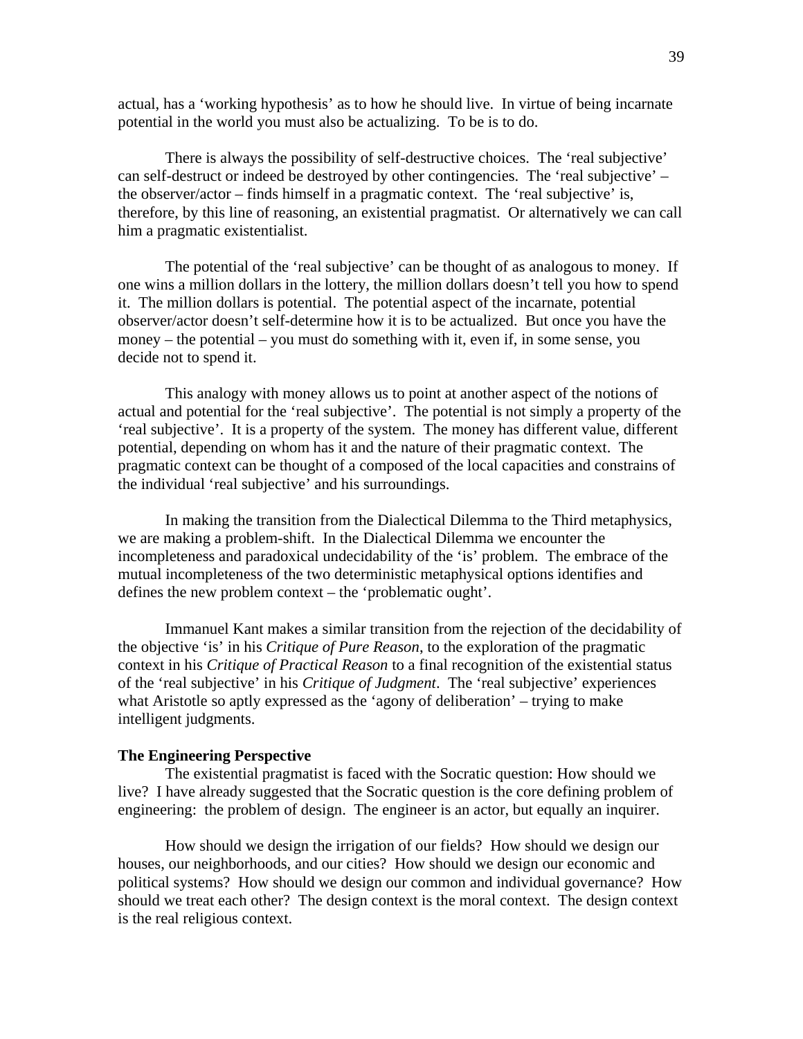actual, has a 'working hypothesis' as to how he should live. In virtue of being incarnate potential in the world you must also be actualizing. To be is to do.

There is always the possibility of self-destructive choices. The 'real subjective' can self-destruct or indeed be destroyed by other contingencies. The 'real subjective' – the observer/actor – finds himself in a pragmatic context. The 'real subjective' is, therefore, by this line of reasoning, an existential pragmatist. Or alternatively we can call him a pragmatic existentialist.

The potential of the 'real subjective' can be thought of as analogous to money. If one wins a million dollars in the lottery, the million dollars doesn't tell you how to spend it. The million dollars is potential. The potential aspect of the incarnate, potential observer/actor doesn't self-determine how it is to be actualized. But once you have the money – the potential – you must do something with it, even if, in some sense, you decide not to spend it.

This analogy with money allows us to point at another aspect of the notions of actual and potential for the 'real subjective'. The potential is not simply a property of the 'real subjective'. It is a property of the system. The money has different value, different potential, depending on whom has it and the nature of their pragmatic context. The pragmatic context can be thought of a composed of the local capacities and constrains of the individual 'real subjective' and his surroundings.

In making the transition from the Dialectical Dilemma to the Third metaphysics, we are making a problem-shift. In the Dialectical Dilemma we encounter the incompleteness and paradoxical undecidability of the 'is' problem. The embrace of the mutual incompleteness of the two deterministic metaphysical options identifies and defines the new problem context – the 'problematic ought'.

Immanuel Kant makes a similar transition from the rejection of the decidability of the objective 'is' in his *Critique of Pure Reason*, to the exploration of the pragmatic context in his *Critique of Practical Reason* to a final recognition of the existential status of the 'real subjective' in his *Critique of Judgment*. The 'real subjective' experiences what Aristotle so aptly expressed as the 'agony of deliberation' – trying to make intelligent judgments.

**The Engineering Perspective**

The existential pragmatist is faced with the Socratic question: How should we live? I have already suggested that the Socratic question is the core defining problem of engineering: the problem of design. The engineer is an actor, but equally an inquirer.

How should we design the irrigation of our fields? How should we design our houses, our neighborhoods, and our cities? How should we design our economic and political systems? How should we design our common and individual governance? How should we treat each other? The design context is the moral context. The design context is the real religious context.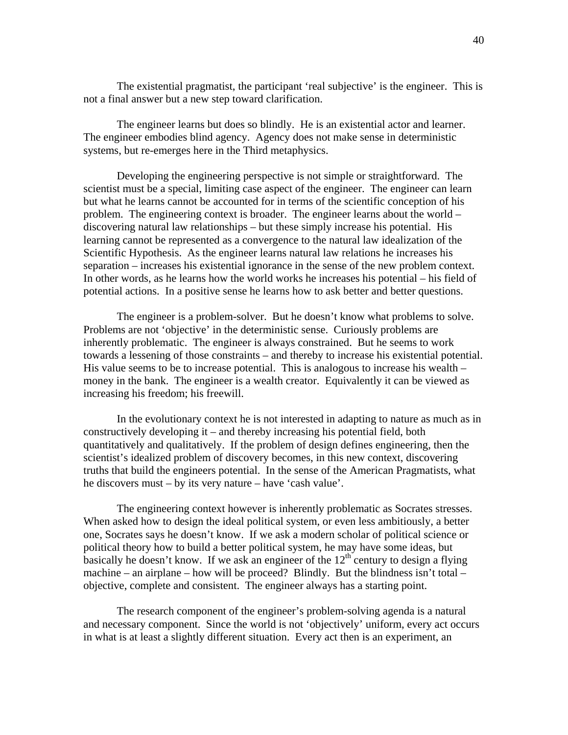The existential pragmatist, the participant 'real subjective' is the engineer. This is not a final answer but a new step toward clarification.

The engineer learns but does so blindly. He is an existential actor and learner. The engineer embodies blind agency. Agency does not make sense in deterministic systems, but re-emerges here in the Third metaphysics.

Developing the engineering perspective is not simple or straightforward. The scientist must be a special, limiting case aspect of the engineer. The engineer can learn but what he learns cannot be accounted for in terms of the scientific conception of his problem. The engineering context is broader. The engineer learns about the world – discovering natural law relationships – but these simply increase his potential. His learning cannot be represented as a convergence to the natural law idealization of the Scientific Hypothesis. As the engineer learns natural law relations he increases his separation – increases his existential ignorance in the sense of the new problem context. In other words, as he learns how the world works he increases his potential – his field of potential actions. In a positive sense he learns how to ask better and better questions.

The engineer is a problem-solver. But he doesn't know what problems to solve. Problems are not 'objective' in the deterministic sense. Curiously problems are inherently problematic. The engineer is always constrained. But he seems to work towards a lessening of those constraints – and thereby to increase his existential potential. His value seems to be to increase potential. This is analogous to increase his wealth – money in the bank. The engineer is a wealth creator. Equivalently it can be viewed as increasing his freedom; his freewill.

In the evolutionary context he is not interested in adapting to nature as much as in constructively developing it – and thereby increasing his potential field, both quantitatively and qualitatively. If the problem of design defines engineering, then the scientist's idealized problem of discovery becomes, in this new context, discovering truths that build the engineers potential. In the sense of the American Pragmatists, what he discovers must – by its very nature – have 'cash value'.

The engineering context however is inherently problematic as Socrates stresses. When asked how to design the ideal political system, or even less ambitiously, a better one, Socrates says he doesn't know. If we ask a modern scholar of political science or political theory how to build a better political system, he may have some ideas, but basically he doesn't know. If we ask an engineer of the 12th century to design a flying machine – an airplane – how will be proceed? Blindly. But the blindness isn't total – objective, complete and consistent. The engineer always has a starting point.

The research component of the engineer's problem-solving agenda is a natural and necessary component. Since the world is not 'objectively' uniform, every act occurs in what is at least a slightly different situation. Every act then is an experiment, an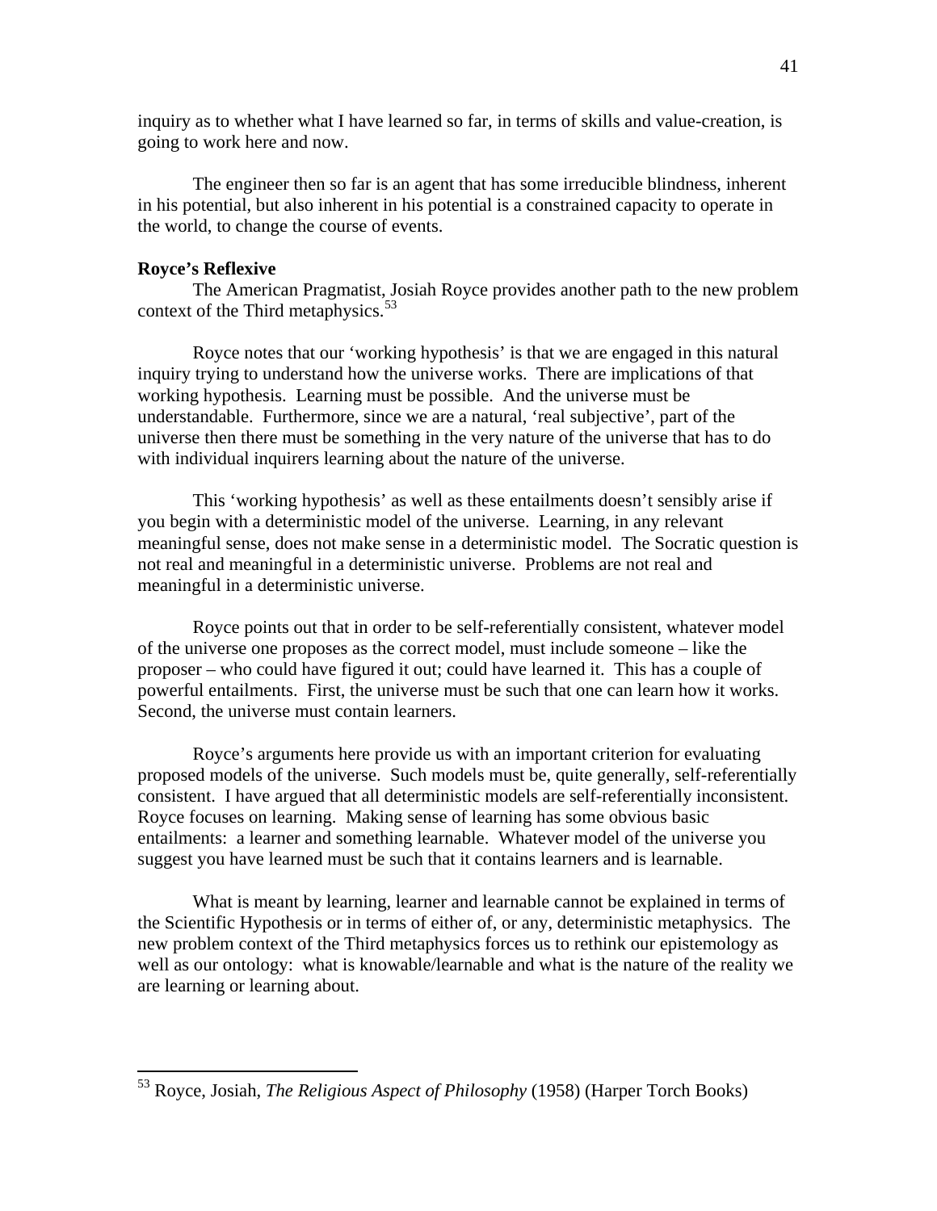inquiry as to whether what I have learned so far, in terms of skills and value-creation, is going to work here and now.

The engineer then so far is an agent that has some irreducible blindness, inherent in his potential, but also inherent in his potential is a constrained capacity to operate in the world, to change the course of events.

**Royce's Reflexive**

The American Pragmatist, Josiah Royce provides another path to the new problem context of the Third metaphysics.[53]

Royce notes that our 'working hypothesis' is that we are engaged in this natural inquiry trying to understand how the universe works. There are implications of that working hypothesis. Learning must be possible. And the universe must be understandable. Furthermore, since we are a natural, 'real subjective', part of the universe then there must be something in the very nature of the universe that has to do with individual inquirers learning about the nature of the universe.

This 'working hypothesis' as well as these entailments doesn't sensibly arise if you begin with a deterministic model of the universe. Learning, in any relevant meaningful sense, does not make sense in a deterministic model. The Socratic question is not real and meaningful in a deterministic universe. Problems are not real and meaningful in a deterministic universe.

Royce points out that in order to be self-referentially consistent, whatever model of the universe one proposes as the correct model, must include someone – like the proposer – who could have figured it out; could have learned it. This has a couple of powerful entailments. First, the universe must be such that one can learn how it works. Second, the universe must contain learners.

Royce's arguments here provide us with an important criterion for evaluating proposed models of the universe. Such models must be, quite generally, self-referentially consistent. I have argued that all deterministic models are self-referentially inconsistent. Royce focuses on learning. Making sense of learning has some obvious basic entailments: a learner and something learnable. Whatever model of the universe you suggest you have learned must be such that it contains learners and is learnable.

What is meant by learning, learner and learnable cannot be explained in terms of the Scientific Hypothesis or in terms of either of, or any, deterministic metaphysics. The new problem context of the Third metaphysics forces us to rethink our epistemology as well as our ontology: what is knowable/learnable and what is the nature of the reality we are learning or learning about.

---

[53] Royce, Josiah, *The Religious Aspect of Philosophy* (1958) (Harper Torch Books)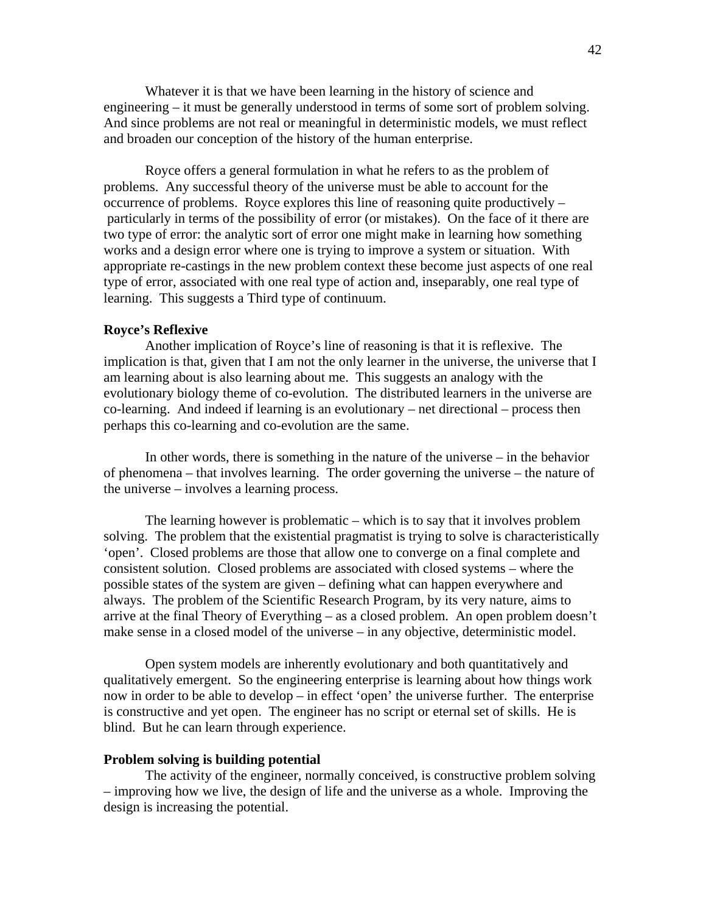Whatever it is that we have been learning in the history of science and engineering – it must be generally understood in terms of some sort of problem solving. And since problems are not real or meaningful in deterministic models, we must reflect and broaden our conception of the history of the human enterprise.

Royce offers a general formulation in what he refers to as the problem of problems. Any successful theory of the universe must be able to account for the occurrence of problems. Royce explores this line of reasoning quite productively – particularly in terms of the possibility of error (or mistakes). On the face of it there are two type of error: the analytic sort of error one might make in learning how something works and a design error where one is trying to improve a system or situation. With appropriate re-castings in the new problem context these become just aspects of one real type of error, associated with one real type of action and, inseparably, one real type of learning. This suggests a Third type of continuum.

**Royce's Reflexive**

Another implication of Royce's line of reasoning is that it is reflexive. The implication is that, given that I am not the only learner in the universe, the universe that I am learning about is also learning about me. This suggests an analogy with the evolutionary biology theme of co-evolution. The distributed learners in the universe are co-learning. And indeed if learning is an evolutionary – net directional – process then perhaps this co-learning and co-evolution are the same.

In other words, there is something in the nature of the universe – in the behavior of phenomena – that involves learning. The order governing the universe – the nature of the universe – involves a learning process.

The learning however is problematic – which is to say that it involves problem solving. The problem that the existential pragmatist is trying to solve is characteristically 'open'. Closed problems are those that allow one to converge on a final complete and consistent solution. Closed problems are associated with closed systems – where the possible states of the system are given – defining what can happen everywhere and always. The problem of the Scientific Research Program, by its very nature, aims to arrive at the final Theory of Everything – as a closed problem. An open problem doesn't make sense in a closed model of the universe – in any objective, deterministic model.

Open system models are inherently evolutionary and both quantitatively and qualitatively emergent. So the engineering enterprise is learning about how things work now in order to be able to develop – in effect 'open' the universe further. The enterprise is constructive and yet open. The engineer has no script or eternal set of skills. He is blind. But he can learn through experience.

**Problem solving is building potential**

The activity of the engineer, normally conceived, is constructive problem solving – improving how we live, the design of life and the universe as a whole. Improving the design is increasing the potential.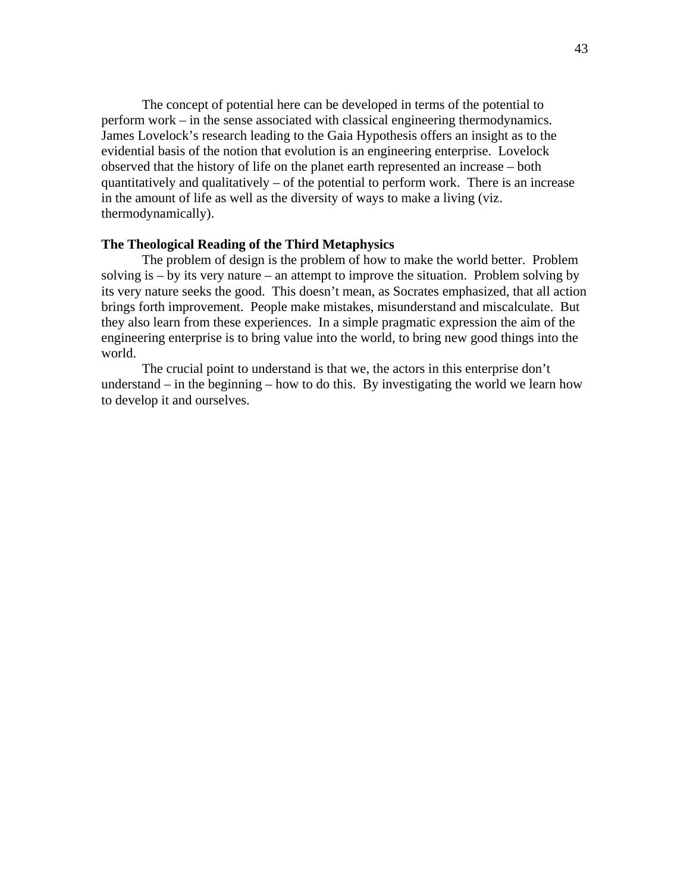The concept of potential here can be developed in terms of the potential to perform work – in the sense associated with classical engineering thermodynamics. James Lovelock's research leading to the Gaia Hypothesis offers an insight as to the evidential basis of the notion that evolution is an engineering enterprise. Lovelock observed that the history of life on the planet earth represented an increase – both quantitatively and qualitatively – of the potential to perform work. There is an increase in the amount of life as well as the diversity of ways to make a living (viz. thermodynamically).

**The Theological Reading of the Third Metaphysics**

The problem of design is the problem of how to make the world better. Problem solving is – by its very nature – an attempt to improve the situation. Problem solving by its very nature seeks the good. This doesn't mean, as Socrates emphasized, that all action brings forth improvement. People make mistakes, misunderstand and miscalculate. But they also learn from these experiences. In a simple pragmatic expression the aim of the engineering enterprise is to bring value into the world, to bring new good things into the world.

The crucial point to understand is that we, the actors in this enterprise don't understand – in the beginning – how to do this. By investigating the world we learn how to develop it and ourselves.